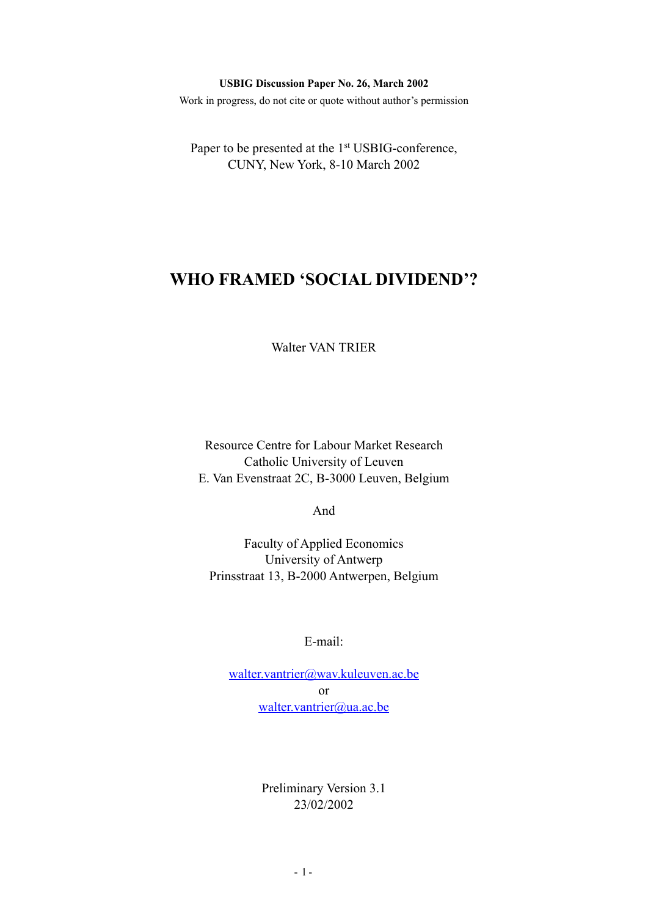**USBIG Discussion Paper No. 26, March 2002**

Work in progress, do not cite or quote without author's permission

Paper to be presented at the 1st USBIG-conference,
CUNY, New York, 8-10 March 2002

# WHO FRAMED 'SOCIAL DIVIDEND'?

Walter VAN TRIER

Resource Centre for Labour Market Research
Catholic University of Leuven
E. Van Evenstraat 2C, B-3000 Leuven, Belgium

And

Faculty of Applied Economics
University of Antwerp
Prinsstraat 13, B-2000 Antwerpen, Belgium

E-mail:

walter.vantrier@wav.kuleuven.ac.be
or
walter.vantrier@ua.ac.be

Preliminary Version 3.1
23/02/2002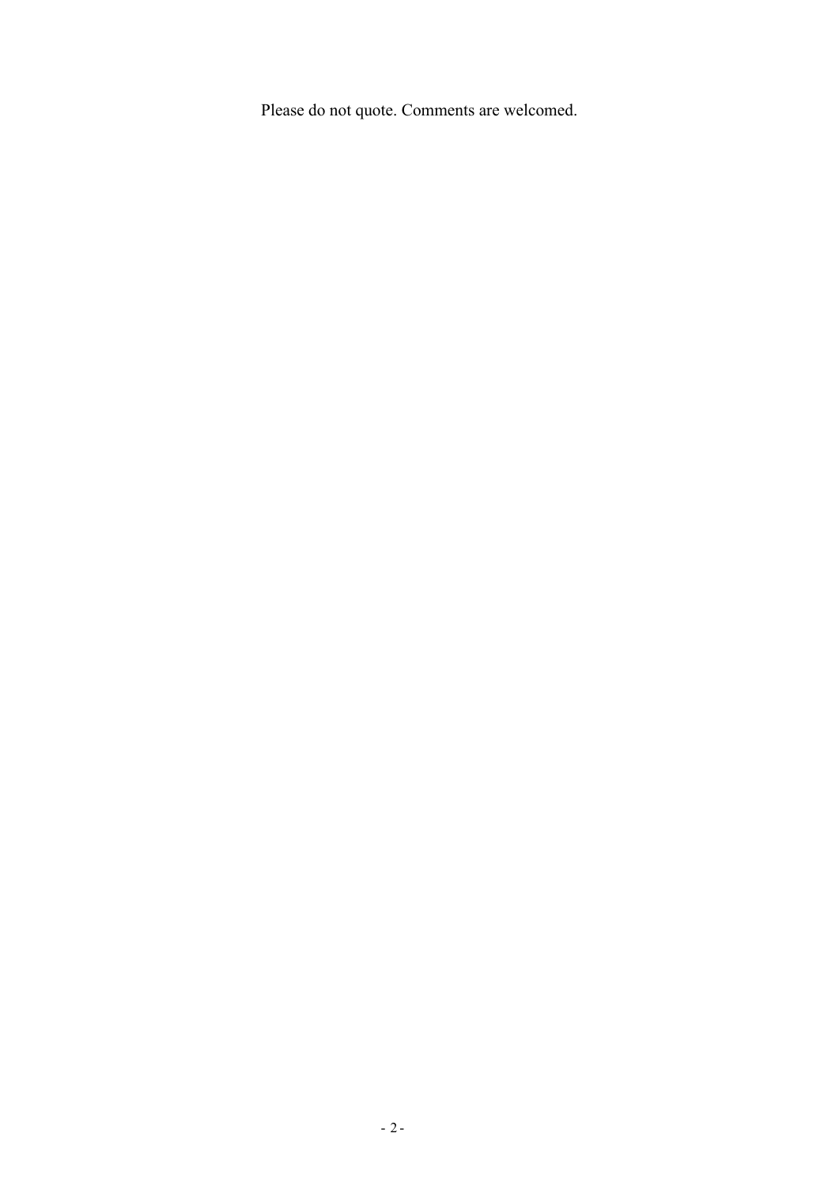Please do not quote. Comments are welcomed.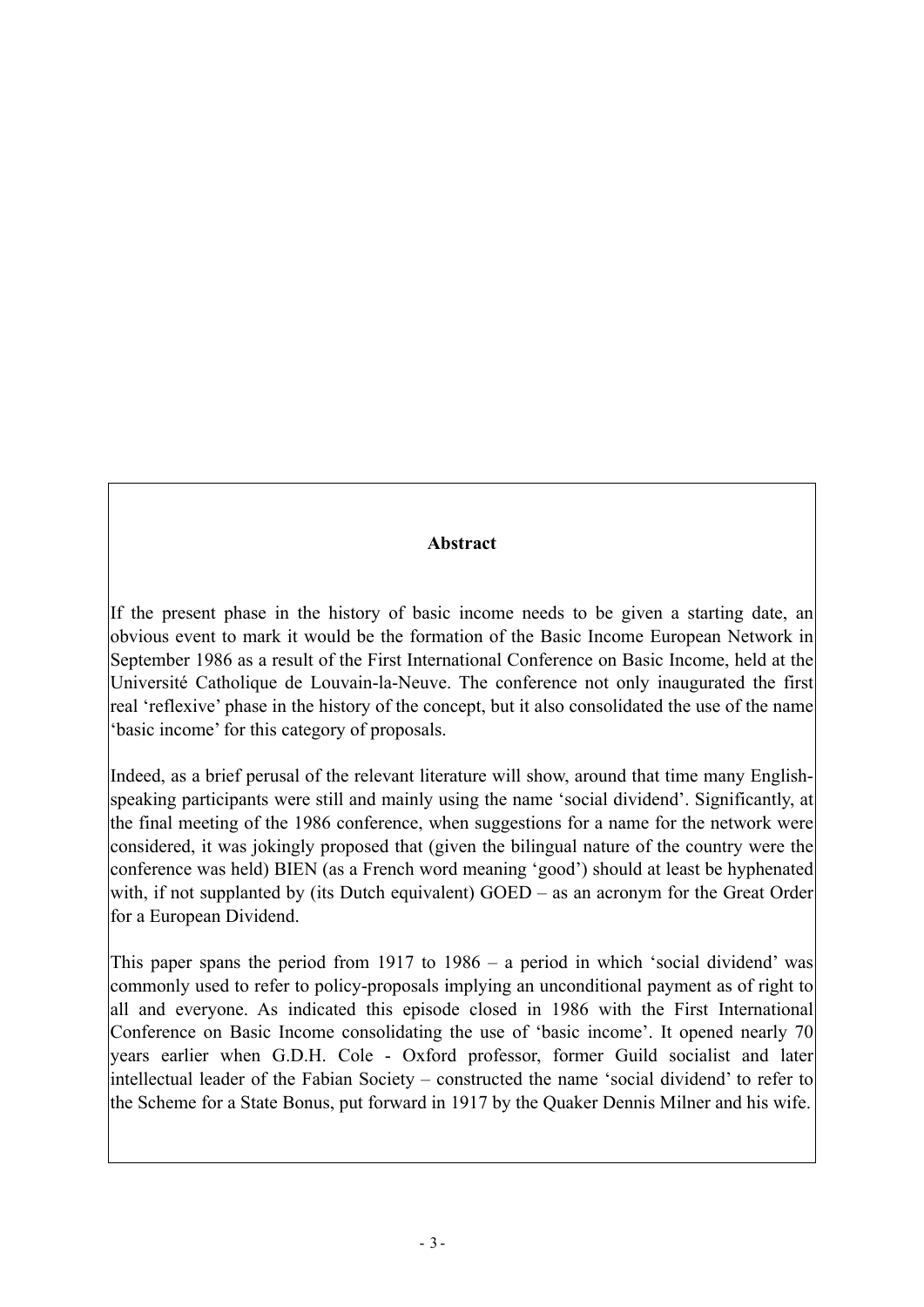## Abstract

If the present phase in the history of basic income needs to be given a starting date, an obvious event to mark it would be the formation of the Basic Income European Network in September 1986 as a result of the First International Conference on Basic Income, held at the Université Catholique de Louvain-la-Neuve. The conference not only inaugurated the first real 'reflexive' phase in the history of the concept, but it also consolidated the use of the name 'basic income' for this category of proposals.

Indeed, as a brief perusal of the relevant literature will show, around that time many English-speaking participants were still and mainly using the name 'social dividend'. Significantly, at the final meeting of the 1986 conference, when suggestions for a name for the network were considered, it was jokingly proposed that (given the bilingual nature of the country were the conference was held) BIEN (as a French word meaning 'good') should at least be hyphenated with, if not supplanted by (its Dutch equivalent) GOED – as an acronym for the Great Order for a European Dividend.

This paper spans the period from 1917 to 1986 – a period in which 'social dividend' was commonly used to refer to policy-proposals implying an unconditional payment as of right to all and everyone. As indicated this episode closed in 1986 with the First International Conference on Basic Income consolidating the use of 'basic income'. It opened nearly 70 years earlier when G.D.H. Cole - Oxford professor, former Guild socialist and later intellectual leader of the Fabian Society – constructed the name 'social dividend' to refer to the Scheme for a State Bonus, put forward in 1917 by the Quaker Dennis Milner and his wife.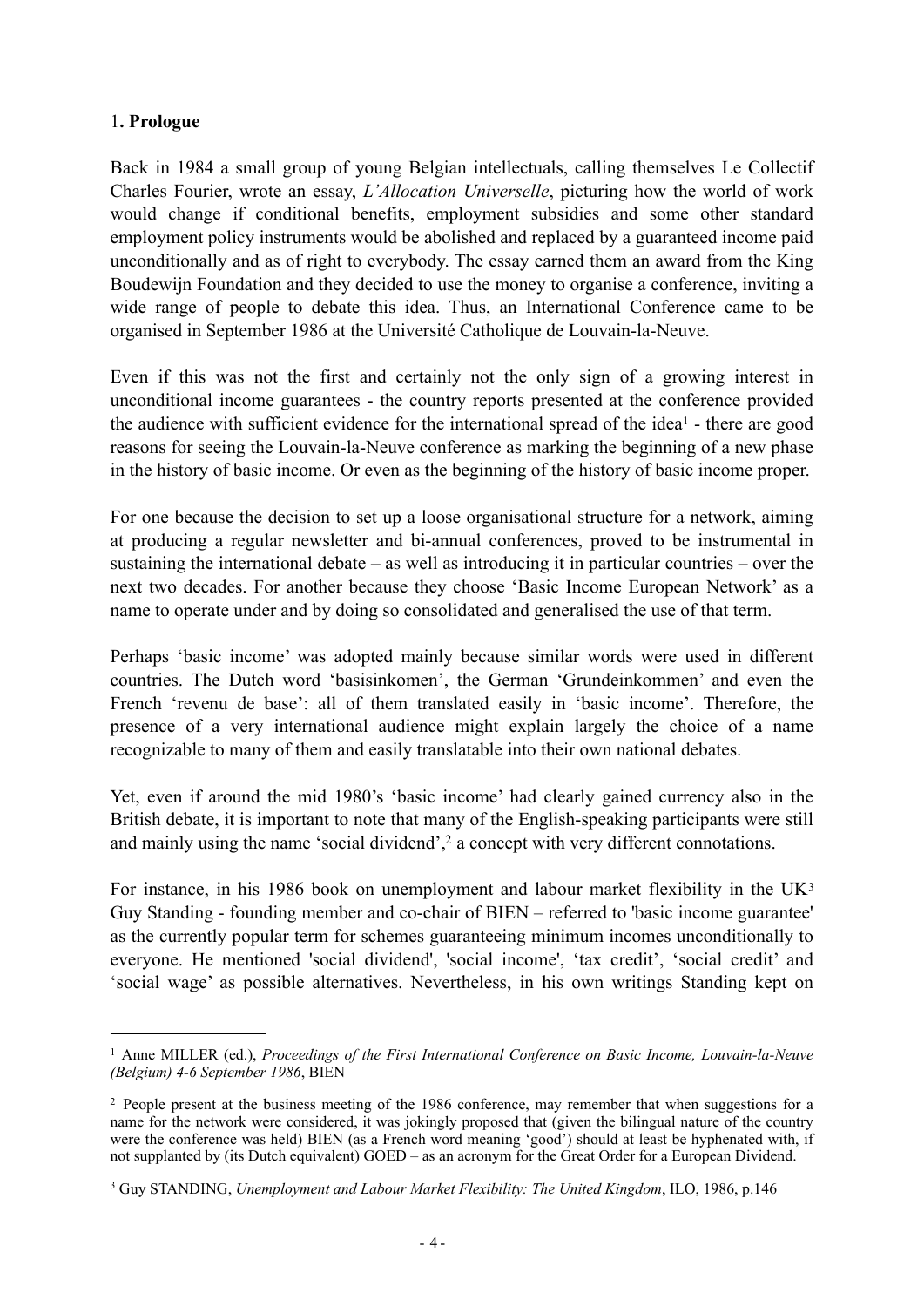## 1. Prologue

Back in 1984 a small group of young Belgian intellectuals, calling themselves Le Collectif Charles Fourier, wrote an essay, *L'Allocation Universelle*, picturing how the world of work would change if conditional benefits, employment subsidies and some other standard employment policy instruments would be abolished and replaced by a guaranteed income paid unconditionally and as of right to everybody. The essay earned them an award from the King Boudewijn Foundation and they decided to use the money to organise a conference, inviting a wide range of people to debate this idea. Thus, an International Conference came to be organised in September 1986 at the Université Catholique de Louvain-la-Neuve.

Even if this was not the first and certainly not the only sign of a growing interest in unconditional income guarantees - the country reports presented at the conference provided the audience with sufficient evidence for the international spread of the idea[1] - there are good reasons for seeing the Louvain-la-Neuve conference as marking the beginning of a new phase in the history of basic income. Or even as the beginning of the history of basic income proper.

For one because the decision to set up a loose organisational structure for a network, aiming at producing a regular newsletter and bi-annual conferences, proved to be instrumental in sustaining the international debate – as well as introducing it in particular countries – over the next two decades. For another because they choose 'Basic Income European Network' as a name to operate under and by doing so consolidated and generalised the use of that term.

Perhaps 'basic income' was adopted mainly because similar words were used in different countries. The Dutch word 'basisinkomen', the German 'Grundeinkommen' and even the French 'revenu de base': all of them translated easily in 'basic income'. Therefore, the presence of a very international audience might explain largely the choice of a name recognizable to many of them and easily translatable into their own national debates.

Yet, even if around the mid 1980's 'basic income' had clearly gained currency also in the British debate, it is important to note that many of the English-speaking participants were still and mainly using the name 'social dividend',[2] a concept with very different connotations.

For instance, in his 1986 book on unemployment and labour market flexibility in the UK[3] Guy Standing - founding member and co-chair of BIEN – referred to 'basic income guarantee' as the currently popular term for schemes guaranteeing minimum incomes unconditionally to everyone. He mentioned 'social dividend', 'social income', 'tax credit', 'social credit' and 'social wage' as possible alternatives. Nevertheless, in his own writings Standing kept on

---

[1] Anne MILLER (ed.), *Proceedings of the First International Conference on Basic Income, Louvain-la-Neuve (Belgium) 4-6 September 1986*, BIEN

[2] People present at the business meeting of the 1986 conference, may remember that when suggestions for a name for the network were considered, it was jokingly proposed that (given the bilingual nature of the country were the conference was held) BIEN (as a French word meaning 'good') should at least be hyphenated with, if not supplanted by (its Dutch equivalent) GOED – as an acronym for the Great Order for a European Dividend.

[3] Guy STANDING, *Unemployment and Labour Market Flexibility: The United Kingdom*, ILO, 1986, p.146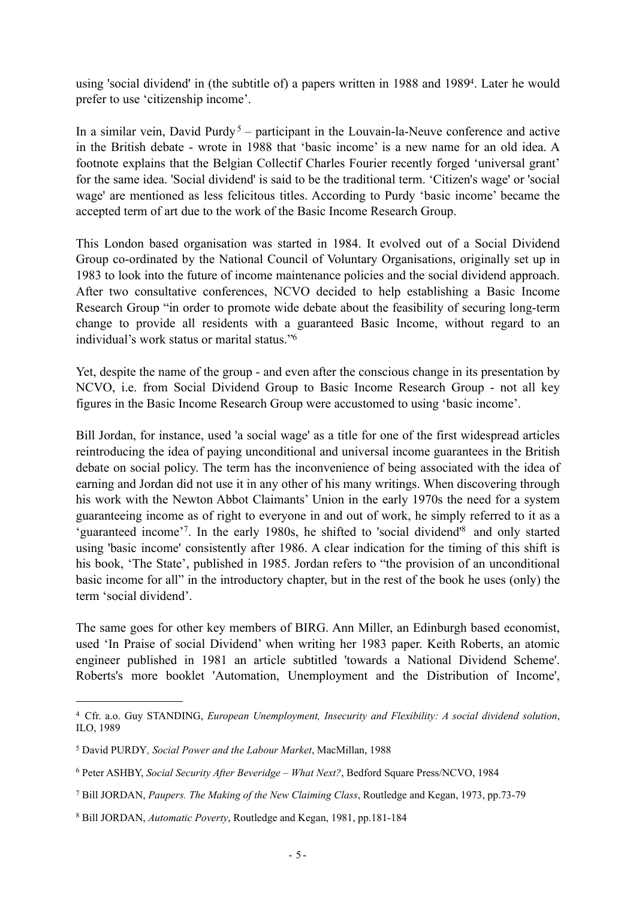using 'social dividend' in (the subtitle of) a papers written in 1988 and 1989[4]. Later he would prefer to use 'citizenship income'.

In a similar vein, David Purdy[5] – participant in the Louvain-la-Neuve conference and active in the British debate - wrote in 1988 that 'basic income' is a new name for an old idea. A footnote explains that the Belgian Collectif Charles Fourier recently forged 'universal grant' for the same idea. 'Social dividend' is said to be the traditional term. 'Citizen's wage' or 'social wage' are mentioned as less felicitous titles. According to Purdy 'basic income' became the accepted term of art due to the work of the Basic Income Research Group.

This London based organisation was started in 1984. It evolved out of a Social Dividend Group co-ordinated by the National Council of Voluntary Organisations, originally set up in 1983 to look into the future of income maintenance policies and the social dividend approach. After two consultative conferences, NCVO decided to help establishing a Basic Income Research Group "in order to promote wide debate about the feasibility of securing long-term change to provide all residents with a guaranteed Basic Income, without regard to an individual's work status or marital status."[6]

Yet, despite the name of the group - and even after the conscious change in its presentation by NCVO, i.e. from Social Dividend Group to Basic Income Research Group - not all key figures in the Basic Income Research Group were accustomed to using 'basic income'.

Bill Jordan, for instance, used 'a social wage' as a title for one of the first widespread articles reintroducing the idea of paying unconditional and universal income guarantees in the British debate on social policy. The term has the inconvenience of being associated with the idea of earning and Jordan did not use it in any other of his many writings. When discovering through his work with the Newton Abbot Claimants' Union in the early 1970s the need for a system guaranteeing income as of right to everyone in and out of work, he simply referred to it as a 'guaranteed income'[7]. In the early 1980s, he shifted to 'social dividend'[8] and only started using 'basic income' consistently after 1986. A clear indication for the timing of this shift is his book, 'The State', published in 1985. Jordan refers to "the provision of an unconditional basic income for all" in the introductory chapter, but in the rest of the book he uses (only) the term 'social dividend'.

The same goes for other key members of BIRG. Ann Miller, an Edinburgh based economist, used 'In Praise of social Dividend' when writing her 1983 paper. Keith Roberts, an atomic engineer published in 1981 an article subtitled 'towards a National Dividend Scheme'. Roberts's more booklet 'Automation, Unemployment and the Distribution of Income',

---

[4] Cfr. a.o. Guy STANDING, *European Unemployment, Insecurity and Flexibility: A social dividend solution*, ILO, 1989

[5] David PURDY*, Social Power and the Labour Market*, MacMillan, 1988

[6] Peter ASHBY, *Social Security After Beveridge – What Next?*, Bedford Square Press/NCVO, 1984

[7] Bill JORDAN, *Paupers. The Making of the New Claiming Class*, Routledge and Kegan, 1973, pp.73-79

[8] Bill JORDAN, *Automatic Poverty*, Routledge and Kegan, 1981, pp.181-184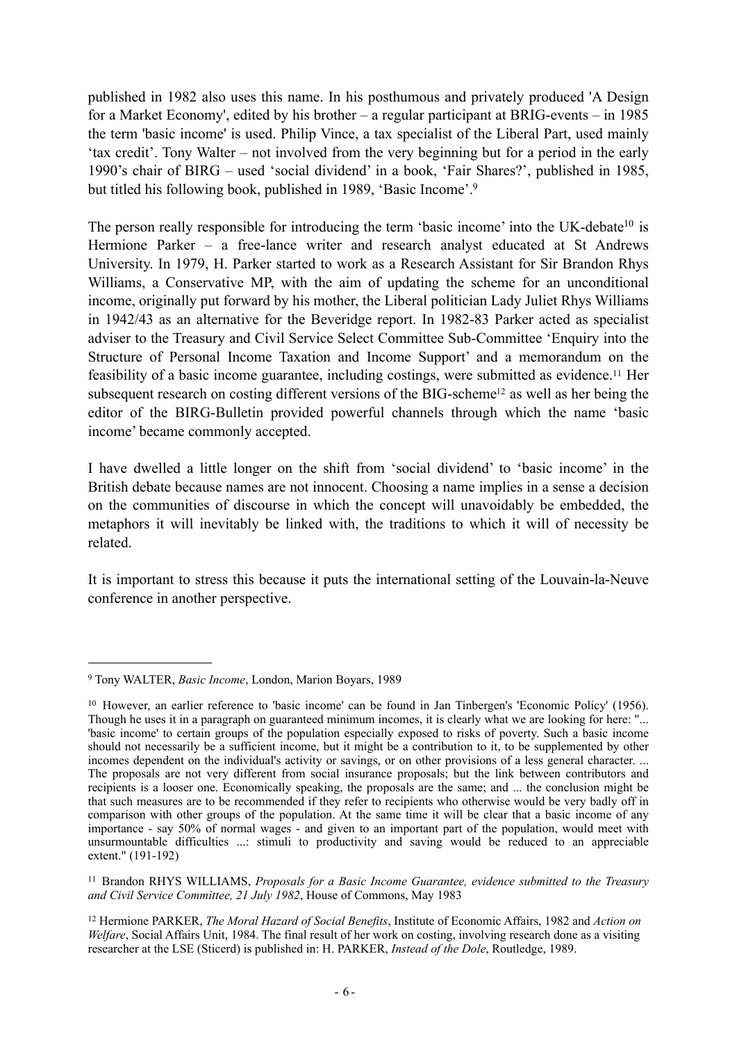published in 1982 also uses this name. In his posthumous and privately produced 'A Design for a Market Economy', edited by his brother – a regular participant at BRIG-events – in 1985 the term 'basic income' is used. Philip Vince, a tax specialist of the Liberal Part, used mainly 'tax credit'. Tony Walter – not involved from the very beginning but for a period in the early 1990's chair of BIRG – used 'social dividend' in a book, 'Fair Shares?', published in 1985, but titled his following book, published in 1989, 'Basic Income'.[9]

The person really responsible for introducing the term 'basic income' into the UK-debate[10] is Hermione Parker – a free-lance writer and research analyst educated at St Andrews University. In 1979, H. Parker started to work as a Research Assistant for Sir Brandon Rhys Williams, a Conservative MP, with the aim of updating the scheme for an unconditional income, originally put forward by his mother, the Liberal politician Lady Juliet Rhys Williams in 1942/43 as an alternative for the Beveridge report. In 1982-83 Parker acted as specialist adviser to the Treasury and Civil Service Select Committee Sub-Committee 'Enquiry into the Structure of Personal Income Taxation and Income Support' and a memorandum on the feasibility of a basic income guarantee, including costings, were submitted as evidence.[11] Her subsequent research on costing different versions of the BIG-scheme[12] as well as her being the editor of the BIRG-Bulletin provided powerful channels through which the name 'basic income' became commonly accepted.

I have dwelled a little longer on the shift from 'social dividend' to 'basic income' in the British debate because names are not innocent. Choosing a name implies in a sense a decision on the communities of discourse in which the concept will unavoidably be embedded, the metaphors it will inevitably be linked with, the traditions to which it will of necessity be related.

It is important to stress this because it puts the international setting of the Louvain-la-Neuve conference in another perspective.

---

[9] Tony WALTER, *Basic Income*, London, Marion Boyars, 1989

[10] However, an earlier reference to 'basic income' can be found in Jan Tinbergen's 'Economic Policy' (1956). Though he uses it in a paragraph on guaranteed minimum incomes, it is clearly what we are looking for here: "... 'basic income' to certain groups of the population especially exposed to risks of poverty. Such a basic income should not necessarily be a sufficient income, but it might be a contribution to it, to be supplemented by other incomes dependent on the individual's activity or savings, or on other provisions of a less general character. ... The proposals are not very different from social insurance proposals; but the link between contributors and recipients is a looser one. Economically speaking, the proposals are the same; and ... the conclusion might be that such measures are to be recommended if they refer to recipients who otherwise would be very badly off in comparison with other groups of the population. At the same time it will be clear that a basic income of any importance - say 50% of normal wages - and given to an important part of the population, would meet with unsurmountable difficulties ...: stimuli to productivity and saving would be reduced to an appreciable extent." (191-192)

[11] Brandon RHYS WILLIAMS, *Proposals for a Basic Income Guarantee, evidence submitted to the Treasury and Civil Service Committee, 21 July 1982*, House of Commons, May 1983

[12] Hermione PARKER, *The Moral Hazard of Social Benefits*, Institute of Economic Affairs, 1982 and *Action on Welfare*, Social Affairs Unit, 1984. The final result of her work on costing, involving research done as a visiting researcher at the LSE (Sticerd) is published in: H. PARKER, *Instead of the Dole*, Routledge, 1989.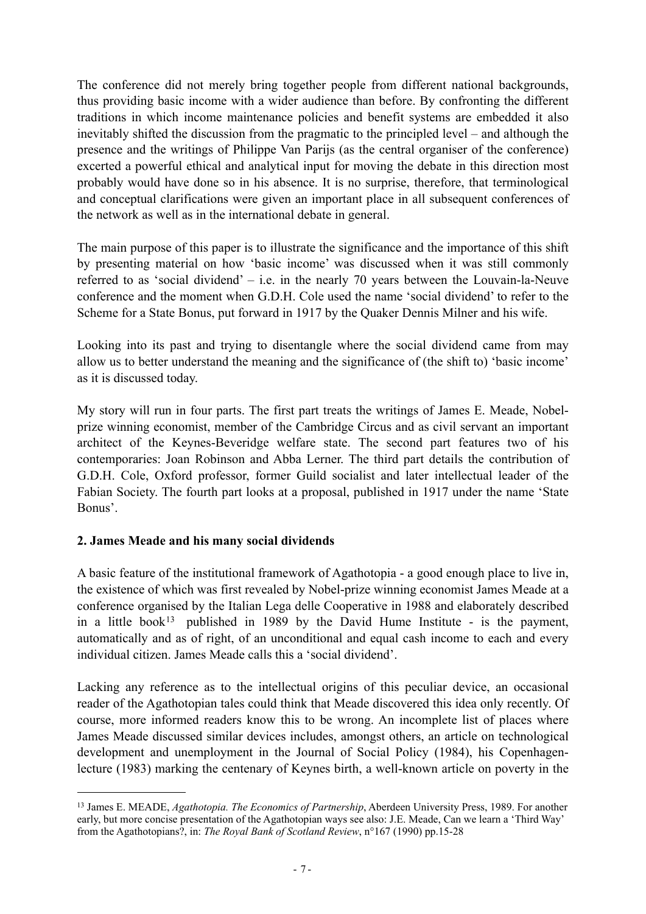The conference did not merely bring together people from different national backgrounds, thus providing basic income with a wider audience than before. By confronting the different traditions in which income maintenance policies and benefit systems are embedded it also inevitably shifted the discussion from the pragmatic to the principled level – and although the presence and the writings of Philippe Van Parijs (as the central organiser of the conference) excerted a powerful ethical and analytical input for moving the debate in this direction most probably would have done so in his absence. It is no surprise, therefore, that terminological and conceptual clarifications were given an important place in all subsequent conferences of the network as well as in the international debate in general.

The main purpose of this paper is to illustrate the significance and the importance of this shift by presenting material on how 'basic income' was discussed when it was still commonly referred to as 'social dividend' – i.e. in the nearly 70 years between the Louvain-la-Neuve conference and the moment when G.D.H. Cole used the name 'social dividend' to refer to the Scheme for a State Bonus, put forward in 1917 by the Quaker Dennis Milner and his wife.

Looking into its past and trying to disentangle where the social dividend came from may allow us to better understand the meaning and the significance of (the shift to) 'basic income' as it is discussed today.

My story will run in four parts. The first part treats the writings of James E. Meade, Nobel-prize winning economist, member of the Cambridge Circus and as civil servant an important architect of the Keynes-Beveridge welfare state. The second part features two of his contemporaries: Joan Robinson and Abba Lerner. The third part details the contribution of G.D.H. Cole, Oxford professor, former Guild socialist and later intellectual leader of the Fabian Society. The fourth part looks at a proposal, published in 1917 under the name 'State Bonus'.

## 2. James Meade and his many social dividends

A basic feature of the institutional framework of Agathotopia - a good enough place to live in, the existence of which was first revealed by Nobel-prize winning economist James Meade at a conference organised by the Italian Lega delle Cooperative in 1988 and elaborately described in a little book[13] published in 1989 by the David Hume Institute - is the payment, automatically and as of right, of an unconditional and equal cash income to each and every individual citizen. James Meade calls this a 'social dividend'.

Lacking any reference as to the intellectual origins of this peculiar device, an occasional reader of the Agathotopian tales could think that Meade discovered this idea only recently. Of course, more informed readers know this to be wrong. An incomplete list of places where James Meade discussed similar devices includes, amongst others, an article on technological development and unemployment in the Journal of Social Policy (1984), his Copenhagen-lecture (1983) marking the centenary of Keynes birth, a well-known article on poverty in the

---

[13] James E. MEADE, *Agathotopia. The Economics of Partnership*, Aberdeen University Press, 1989. For another early, but more concise presentation of the Agathotopian ways see also: J.E. Meade, Can we learn a 'Third Way' from the Agathotopians?, in: *The Royal Bank of Scotland Review*, n°167 (1990) pp.15-28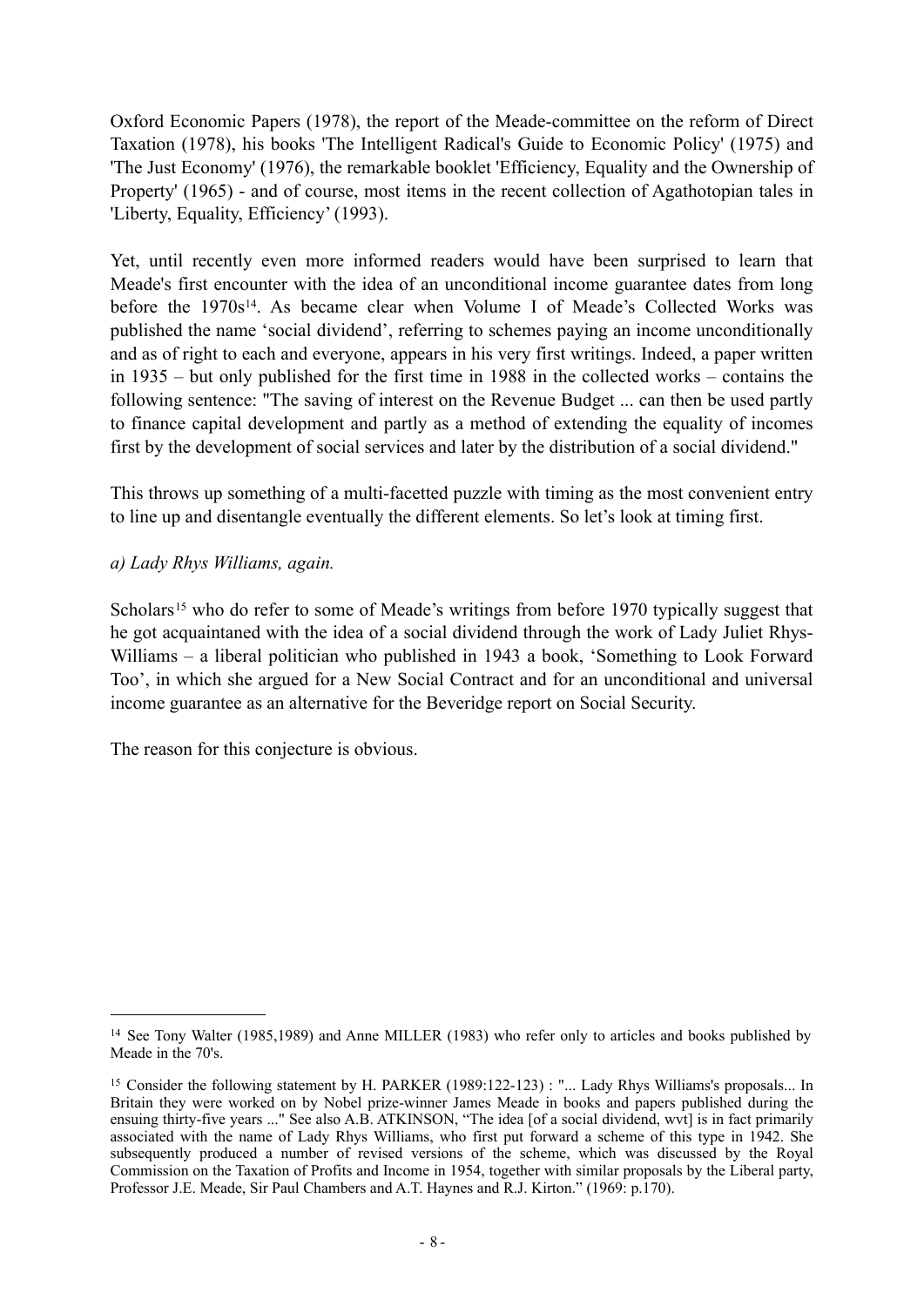Oxford Economic Papers (1978), the report of the Meade-committee on the reform of Direct Taxation (1978), his books 'The Intelligent Radical's Guide to Economic Policy' (1975) and 'The Just Economy' (1976), the remarkable booklet 'Efficiency, Equality and the Ownership of Property' (1965) - and of course, most items in the recent collection of Agathotopian tales in 'Liberty, Equality, Efficiency' (1993).

Yet, until recently even more informed readers would have been surprised to learn that Meade's first encounter with the idea of an unconditional income guarantee dates from long before the 1970s[14]. As became clear when Volume I of Meade's Collected Works was published the name 'social dividend', referring to schemes paying an income unconditionally and as of right to each and everyone, appears in his very first writings. Indeed, a paper written in 1935 – but only published for the first time in 1988 in the collected works – contains the following sentence: "The saving of interest on the Revenue Budget ... can then be used partly to finance capital development and partly as a method of extending the equality of incomes first by the development of social services and later by the distribution of a social dividend."

This throws up something of a multi-facetted puzzle with timing as the most convenient entry to line up and disentangle eventually the different elements. So let's look at timing first.

*a) Lady Rhys Williams, again.*

Scholars[15] who do refer to some of Meade's writings from before 1970 typically suggest that he got acquaintaned with the idea of a social dividend through the work of Lady Juliet Rhys-Williams – a liberal politician who published in 1943 a book, 'Something to Look Forward Too', in which she argued for a New Social Contract and for an unconditional and universal income guarantee as an alternative for the Beveridge report on Social Security.

The reason for this conjecture is obvious.

---

[14] See Tony Walter (1985,1989) and Anne MILLER (1983) who refer only to articles and books published by Meade in the 70's.

[15] Consider the following statement by H. PARKER (1989:122-123) : "... Lady Rhys Williams's proposals... In Britain they were worked on by Nobel prize-winner James Meade in books and papers published during the ensuing thirty-five years ..." See also A.B. ATKINSON, "The idea [of a social dividend, wvt] is in fact primarily associated with the name of Lady Rhys Williams, who first put forward a scheme of this type in 1942. She subsequently produced a number of revised versions of the scheme, which was discussed by the Royal Commission on the Taxation of Profits and Income in 1954, together with similar proposals by the Liberal party, Professor J.E. Meade, Sir Paul Chambers and A.T. Haynes and R.J. Kirton." (1969: p.170).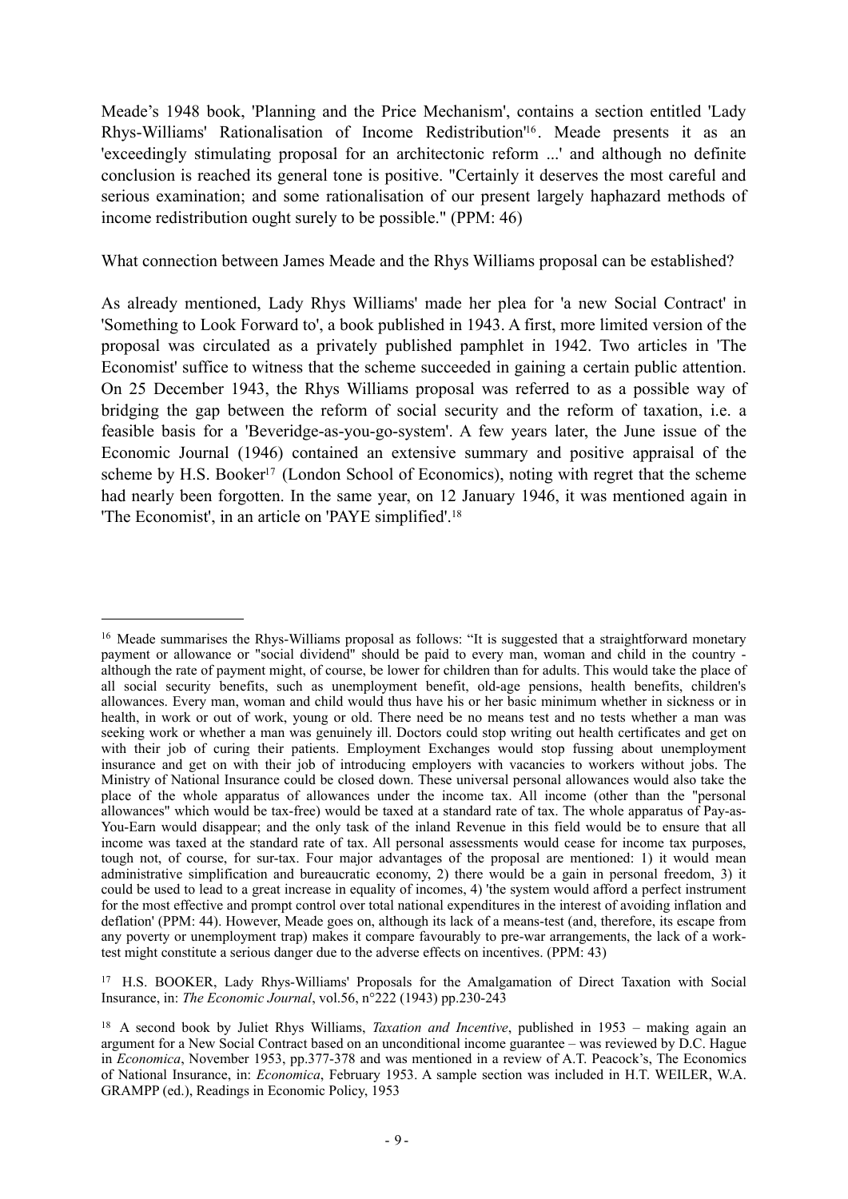Meade's 1948 book, 'Planning and the Price Mechanism', contains a section entitled 'Lady Rhys-Williams' Rationalisation of Income Redistribution'[16]. Meade presents it as an 'exceedingly stimulating proposal for an architectonic reform ...' and although no definite conclusion is reached its general tone is positive. "Certainly it deserves the most careful and serious examination; and some rationalisation of our present largely haphazard methods of income redistribution ought surely to be possible." (PPM: 46)

What connection between James Meade and the Rhys Williams proposal can be established?

As already mentioned, Lady Rhys Williams' made her plea for 'a new Social Contract' in 'Something to Look Forward to', a book published in 1943. A first, more limited version of the proposal was circulated as a privately published pamphlet in 1942. Two articles in 'The Economist' suffice to witness that the scheme succeeded in gaining a certain public attention. On 25 December 1943, the Rhys Williams proposal was referred to as a possible way of bridging the gap between the reform of social security and the reform of taxation, i.e. a feasible basis for a 'Beveridge-as-you-go-system'. A few years later, the June issue of the Economic Journal (1946) contained an extensive summary and positive appraisal of the scheme by H.S. Booker[17] (London School of Economics), noting with regret that the scheme had nearly been forgotten. In the same year, on 12 January 1946, it was mentioned again in 'The Economist', in an article on 'PAYE simplified'.[18]

---

[16] Meade summarises the Rhys-Williams proposal as follows: "It is suggested that a straightforward monetary payment or allowance or "social dividend" should be paid to every man, woman and child in the country - although the rate of payment might, of course, be lower for children than for adults. This would take the place of all social security benefits, such as unemployment benefit, old-age pensions, health benefits, children's allowances. Every man, woman and child would thus have his or her basic minimum whether in sickness or in health, in work or out of work, young or old. There need be no means test and no tests whether a man was seeking work or whether a man was genuinely ill. Doctors could stop writing out health certificates and get on with their job of curing their patients. Employment Exchanges would stop fussing about unemployment insurance and get on with their job of introducing employers with vacancies to workers without jobs. The Ministry of National Insurance could be closed down. These universal personal allowances would also take the place of the whole apparatus of allowances under the income tax. All income (other than the "personal allowances" which would be tax-free) would be taxed at a standard rate of tax. The whole apparatus of Pay-as-You-Earn would disappear; and the only task of the inland Revenue in this field would be to ensure that all income was taxed at the standard rate of tax. All personal assessments would cease for income tax purposes, tough not, of course, for sur-tax. Four major advantages of the proposal are mentioned: 1) it would mean administrative simplification and bureaucratic economy, 2) there would be a gain in personal freedom, 3) it could be used to lead to a great increase in equality of incomes, 4) 'the system would afford a perfect instrument for the most effective and prompt control over total national expenditures in the interest of avoiding inflation and deflation' (PPM: 44). However, Meade goes on, although its lack of a means-test (and, therefore, its escape from any poverty or unemployment trap) makes it compare favourably to pre-war arrangements, the lack of a work-test might constitute a serious danger due to the adverse effects on incentives. (PPM: 43)

[17] H.S. BOOKER, Lady Rhys-Williams' Proposals for the Amalgamation of Direct Taxation with Social Insurance, in: *The Economic Journal*, vol.56, n°222 (1943) pp.230-243

[18] A second book by Juliet Rhys Williams, *Taxation and Incentive*, published in 1953 – making again an argument for a New Social Contract based on an unconditional income guarantee – was reviewed by D.C. Hague in *Economica*, November 1953, pp.377-378 and was mentioned in a review of A.T. Peacock's, The Economics of National Insurance, in: *Economica*, February 1953. A sample section was included in H.T. WEILER, W.A. GRAMPP (ed.), Readings in Economic Policy, 1953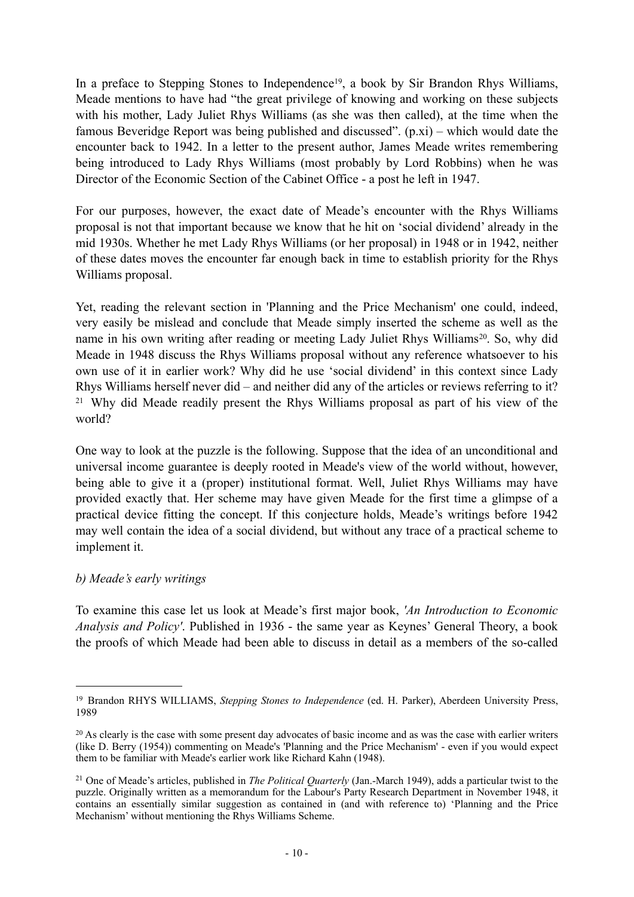In a preface to Stepping Stones to Independence[19], a book by Sir Brandon Rhys Williams, Meade mentions to have had "the great privilege of knowing and working on these subjects with his mother, Lady Juliet Rhys Williams (as she was then called), at the time when the famous Beveridge Report was being published and discussed". (p.xi) – which would date the encounter back to 1942. In a letter to the present author, James Meade writes remembering being introduced to Lady Rhys Williams (most probably by Lord Robbins) when he was Director of the Economic Section of the Cabinet Office - a post he left in 1947.

For our purposes, however, the exact date of Meade's encounter with the Rhys Williams proposal is not that important because we know that he hit on 'social dividend' already in the mid 1930s. Whether he met Lady Rhys Williams (or her proposal) in 1948 or in 1942, neither of these dates moves the encounter far enough back in time to establish priority for the Rhys Williams proposal.

Yet, reading the relevant section in 'Planning and the Price Mechanism' one could, indeed, very easily be mislead and conclude that Meade simply inserted the scheme as well as the name in his own writing after reading or meeting Lady Juliet Rhys Williams[20]. So, why did Meade in 1948 discuss the Rhys Williams proposal without any reference whatsoever to his own use of it in earlier work? Why did he use 'social dividend' in this context since Lady Rhys Williams herself never did – and neither did any of the articles or reviews referring to it? [21] Why did Meade readily present the Rhys Williams proposal as part of his view of the world?

One way to look at the puzzle is the following. Suppose that the idea of an unconditional and universal income guarantee is deeply rooted in Meade's view of the world without, however, being able to give it a (proper) institutional format. Well, Juliet Rhys Williams may have provided exactly that. Her scheme may have given Meade for the first time a glimpse of a practical device fitting the concept. If this conjecture holds, Meade's writings before 1942 may well contain the idea of a social dividend, but without any trace of a practical scheme to implement it.

*b) Meade's early writings*

To examine this case let us look at Meade's first major book, *'An Introduction to Economic Analysis and Policy'*. Published in 1936 - the same year as Keynes' General Theory, a book the proofs of which Meade had been able to discuss in detail as a members of the so-called

---

[19] Brandon RHYS WILLIAMS, *Stepping Stones to Independence* (ed. H. Parker), Aberdeen University Press, 1989

[20] As clearly is the case with some present day advocates of basic income and as was the case with earlier writers (like D. Berry (1954)) commenting on Meade's 'Planning and the Price Mechanism' - even if you would expect them to be familiar with Meade's earlier work like Richard Kahn (1948).

[21] One of Meade's articles, published in *The Political Quarterly* (Jan.-March 1949), adds a particular twist to the puzzle. Originally written as a memorandum for the Labour's Party Research Department in November 1948, it contains an essentially similar suggestion as contained in (and with reference to) 'Planning and the Price Mechanism' without mentioning the Rhys Williams Scheme.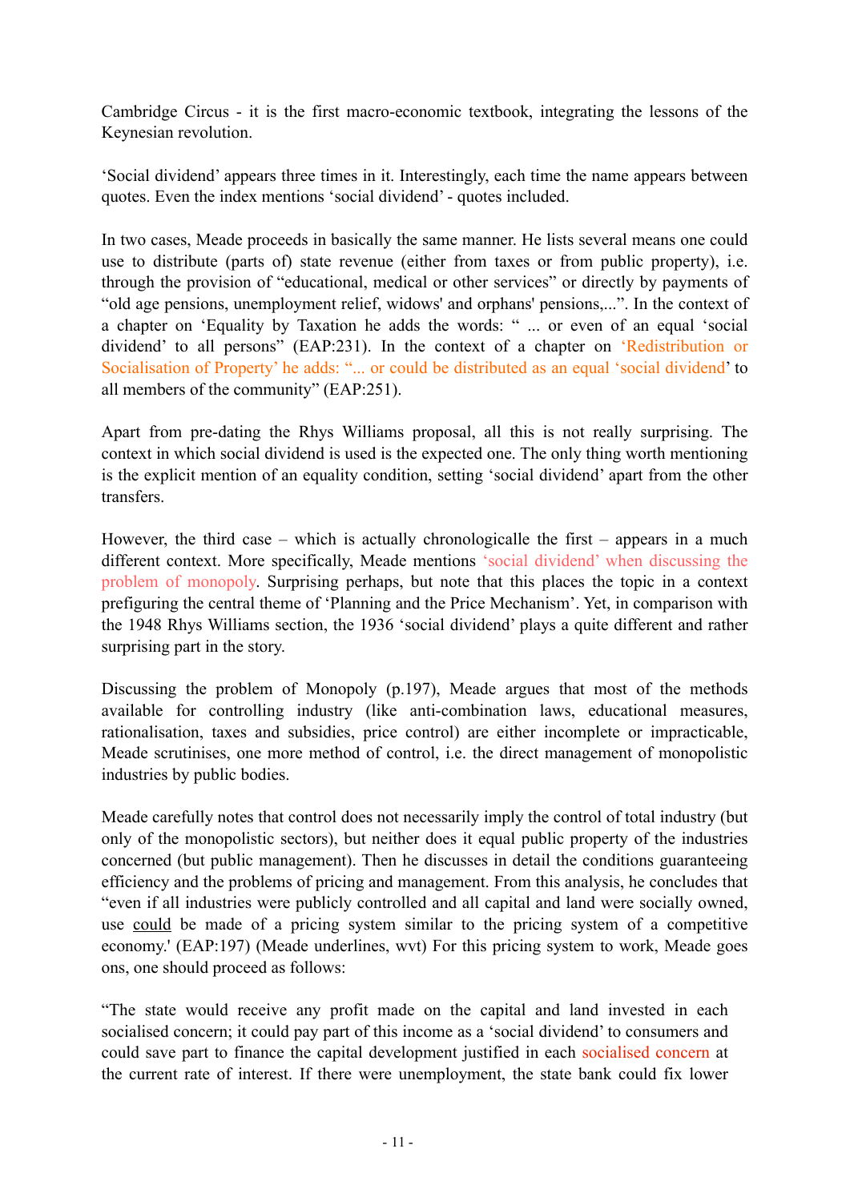Cambridge Circus - it is the first macro-economic textbook, integrating the lessons of the Keynesian revolution.

'Social dividend' appears three times in it. Interestingly, each time the name appears between quotes. Even the index mentions 'social dividend' - quotes included.

In two cases, Meade proceeds in basically the same manner. He lists several means one could use to distribute (parts of) state revenue (either from taxes or from public property), i.e. through the provision of "educational, medical or other services" or directly by payments of "old age pensions, unemployment relief, widows' and orphans' pensions,...". In the context of a chapter on 'Equality by Taxation he adds the words: " ... or even of an equal 'social dividend' to all persons" (EAP:231). In the context of a chapter on 'Redistribution or Socialisation of Property' he adds: "... or could be distributed as an equal 'social dividend' to all members of the community" (EAP:251).

Apart from pre-dating the Rhys Williams proposal, all this is not really surprising. The context in which social dividend is used is the expected one. The only thing worth mentioning is the explicit mention of an equality condition, setting 'social dividend' apart from the other transfers.

However, the third case – which is actually chronologicalle the first – appears in a much different context. More specifically, Meade mentions 'social dividend' when discussing the problem of monopoly. Surprising perhaps, but note that this places the topic in a context prefiguring the central theme of 'Planning and the Price Mechanism'. Yet, in comparison with the 1948 Rhys Williams section, the 1936 'social dividend' plays a quite different and rather surprising part in the story.

Discussing the problem of Monopoly (p.197), Meade argues that most of the methods available for controlling industry (like anti-combination laws, educational measures, rationalisation, taxes and subsidies, price control) are either incomplete or impracticable, Meade scrutinises, one more method of control, i.e. the direct management of monopolistic industries by public bodies.

Meade carefully notes that control does not necessarily imply the control of total industry (but only of the monopolistic sectors), but neither does it equal public property of the industries concerned (but public management). Then he discusses in detail the conditions guaranteeing efficiency and the problems of pricing and management. From this analysis, he concludes that "even if all industries were publicly controlled and all capital and land were socially owned, use <u>could</u> be made of a pricing system similar to the pricing system of a competitive economy.' (EAP:197) (Meade underlines, wvt) For this pricing system to work, Meade goes ons, one should proceed as follows:

"The state would receive any profit made on the capital and land invested in each socialised concern; it could pay part of this income as a 'social dividend' to consumers and could save part to finance the capital development justified in each socialised concern at the current rate of interest. If there were unemployment, the state bank could fix lower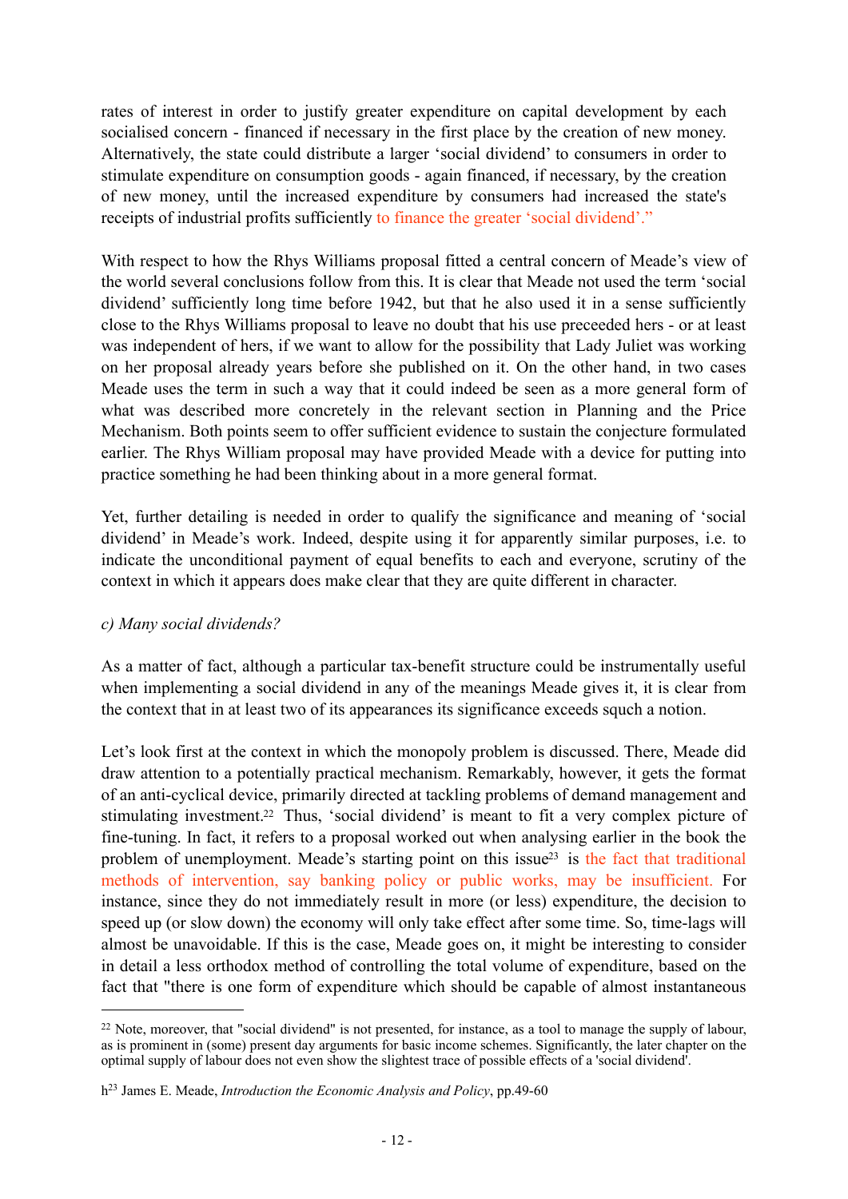rates of interest in order to justify greater expenditure on capital development by each socialised concern - financed if necessary in the first place by the creation of new money. Alternatively, the state could distribute a larger 'social dividend' to consumers in order to stimulate expenditure on consumption goods - again financed, if necessary, by the creation of new money, until the increased expenditure by consumers had increased the state's receipts of industrial profits sufficiently to finance the greater 'social dividend'."

With respect to how the Rhys Williams proposal fitted a central concern of Meade's view of the world several conclusions follow from this. It is clear that Meade not used the term 'social dividend' sufficiently long time before 1942, but that he also used it in a sense sufficiently close to the Rhys Williams proposal to leave no doubt that his use preceeded hers - or at least was independent of hers, if we want to allow for the possibility that Lady Juliet was working on her proposal already years before she published on it. On the other hand, in two cases Meade uses the term in such a way that it could indeed be seen as a more general form of what was described more concretely in the relevant section in Planning and the Price Mechanism. Both points seem to offer sufficient evidence to sustain the conjecture formulated earlier. The Rhys William proposal may have provided Meade with a device for putting into practice something he had been thinking about in a more general format.

Yet, further detailing is needed in order to qualify the significance and meaning of 'social dividend' in Meade's work. Indeed, despite using it for apparently similar purposes, i.e. to indicate the unconditional payment of equal benefits to each and everyone, scrutiny of the context in which it appears does make clear that they are quite different in character.

*c) Many social dividends?*

As a matter of fact, although a particular tax-benefit structure could be instrumentally useful when implementing a social dividend in any of the meanings Meade gives it, it is clear from the context that in at least two of its appearances its significance exceeds squch a notion.

Let's look first at the context in which the monopoly problem is discussed. There, Meade did draw attention to a potentially practical mechanism. Remarkably, however, it gets the format of an anti-cyclical device, primarily directed at tackling problems of demand management and stimulating investment.[22] Thus, 'social dividend' is meant to fit a very complex picture of fine-tuning. In fact, it refers to a proposal worked out when analysing earlier in the book the problem of unemployment. Meade's starting point on this issue[23] is the fact that traditional methods of intervention, say banking policy or public works, may be insufficient. For instance, since they do not immediately result in more (or less) expenditure, the decision to speed up (or slow down) the economy will only take effect after some time. So, time-lags will almost be unavoidable. If this is the case, Meade goes on, it might be interesting to consider in detail a less orthodox method of controlling the total volume of expenditure, based on the fact that "there is one form of expenditure which should be capable of almost instantaneous

---

[22] Note, moreover, that "social dividend" is not presented, for instance, as a tool to manage the supply of labour, as is prominent in (some) present day arguments for basic income schemes. Significantly, the later chapter on the optimal supply of labour does not even show the slightest trace of possible effects of a 'social dividend'.

h[23] James E. Meade, *Introduction the Economic Analysis and Policy*, pp.49-60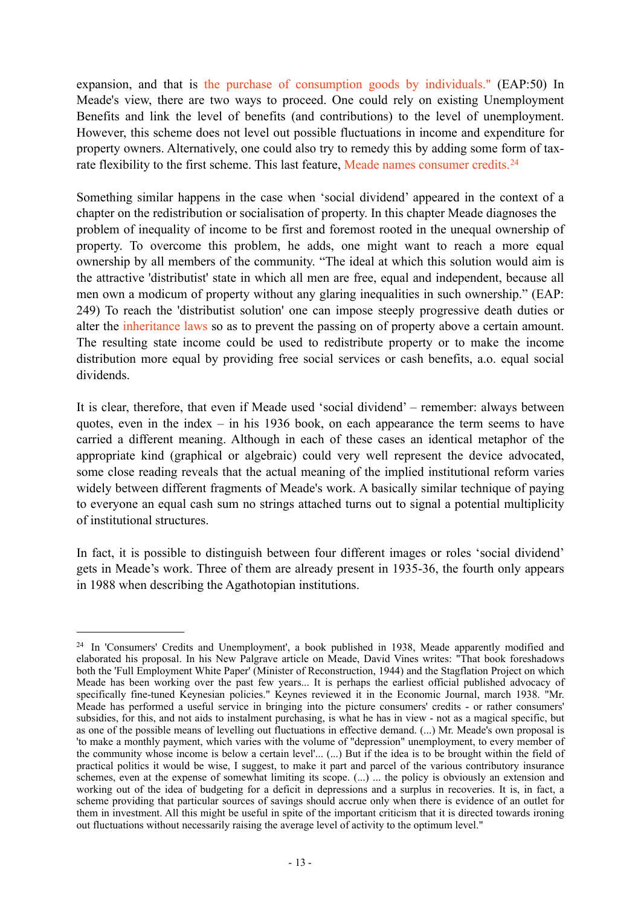expansion, and that is the purchase of consumption goods by individuals." (EAP:50) In Meade's view, there are two ways to proceed. One could rely on existing Unemployment Benefits and link the level of benefits (and contributions) to the level of unemployment. However, this scheme does not level out possible fluctuations in income and expenditure for property owners. Alternatively, one could also try to remedy this by adding some form of tax-rate flexibility to the first scheme. This last feature, Meade names consumer credits.[24]

Something similar happens in the case when 'social dividend' appeared in the context of a chapter on the redistribution or socialisation of property. In this chapter Meade diagnoses the problem of inequality of income to be first and foremost rooted in the unequal ownership of property. To overcome this problem, he adds, one might want to reach a more equal ownership by all members of the community. "The ideal at which this solution would aim is the attractive 'distributist' state in which all men are free, equal and independent, because all men own a modicum of property without any glaring inequalities in such ownership." (EAP: 249) To reach the 'distributist solution' one can impose steeply progressive death duties or alter the inheritance laws so as to prevent the passing on of property above a certain amount. The resulting state income could be used to redistribute property or to make the income distribution more equal by providing free social services or cash benefits, a.o. equal social dividends.

It is clear, therefore, that even if Meade used 'social dividend' – remember: always between quotes, even in the index – in his 1936 book, on each appearance the term seems to have carried a different meaning. Although in each of these cases an identical metaphor of the appropriate kind (graphical or algebraic) could very well represent the device advocated, some close reading reveals that the actual meaning of the implied institutional reform varies widely between different fragments of Meade's work. A basically similar technique of paying to everyone an equal cash sum no strings attached turns out to signal a potential multiplicity of institutional structures.

In fact, it is possible to distinguish between four different images or roles 'social dividend' gets in Meade's work. Three of them are already present in 1935-36, the fourth only appears in 1988 when describing the Agathotopian institutions.

---

[24] In 'Consumers' Credits and Unemployment', a book published in 1938, Meade apparently modified and elaborated his proposal. In his New Palgrave article on Meade, David Vines writes: "That book foreshadows both the 'Full Employment White Paper' (Minister of Reconstruction, 1944) and the Stagflation Project on which Meade has been working over the past few years... It is perhaps the earliest official published advocacy of specifically fine-tuned Keynesian policies." Keynes reviewed it in the Economic Journal, march 1938. "Mr. Meade has performed a useful service in bringing into the picture consumers' credits - or rather consumers' subsidies, for this, and not aids to instalment purchasing, is what he has in view - not as a magical specific, but as one of the possible means of levelling out fluctuations in effective demand. (...) Mr. Meade's own proposal is 'to make a monthly payment, which varies with the volume of "depression" unemployment, to every member of the community whose income is below a certain level'... (...) But if the idea is to be brought within the field of practical politics it would be wise, I suggest, to make it part and parcel of the various contributory insurance schemes, even at the expense of somewhat limiting its scope. (...) ... the policy is obviously an extension and working out of the idea of budgeting for a deficit in depressions and a surplus in recoveries. It is, in fact, a scheme providing that particular sources of savings should accrue only when there is evidence of an outlet for them in investment. All this might be useful in spite of the important criticism that it is directed towards ironing out fluctuations without necessarily raising the average level of activity to the optimum level."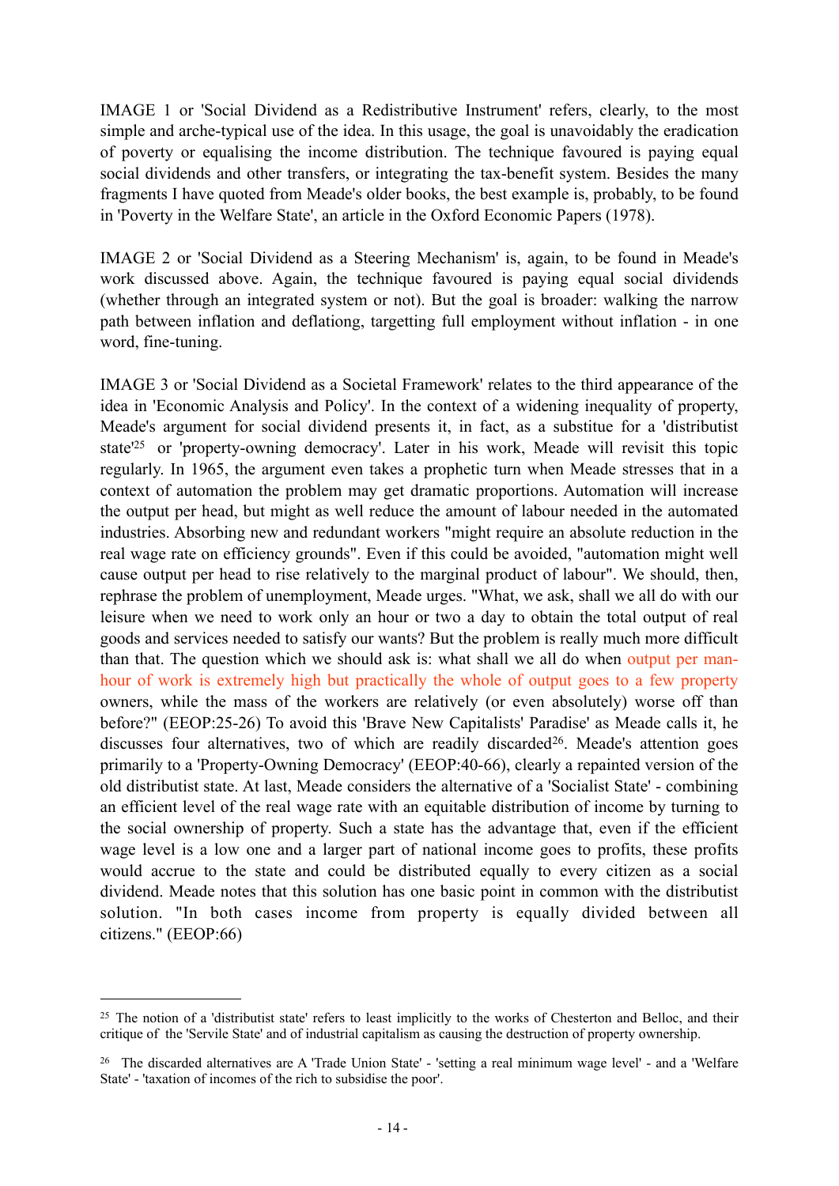IMAGE 1 or 'Social Dividend as a Redistributive Instrument' refers, clearly, to the most simple and arche-typical use of the idea. In this usage, the goal is unavoidably the eradication of poverty or equalising the income distribution. The technique favoured is paying equal social dividends and other transfers, or integrating the tax-benefit system. Besides the many fragments I have quoted from Meade's older books, the best example is, probably, to be found in 'Poverty in the Welfare State', an article in the Oxford Economic Papers (1978).

IMAGE 2 or 'Social Dividend as a Steering Mechanism' is, again, to be found in Meade's work discussed above. Again, the technique favoured is paying equal social dividends (whether through an integrated system or not). But the goal is broader: walking the narrow path between inflation and deflationg, targetting full employment without inflation - in one word, fine-tuning.

IMAGE 3 or 'Social Dividend as a Societal Framework' relates to the third appearance of the idea in 'Economic Analysis and Policy'. In the context of a widening inequality of property, Meade's argument for social dividend presents it, in fact, as a substitue for a 'distributist state'[25] or 'property-owning democracy'. Later in his work, Meade will revisit this topic regularly. In 1965, the argument even takes a prophetic turn when Meade stresses that in a context of automation the problem may get dramatic proportions. Automation will increase the output per head, but might as well reduce the amount of labour needed in the automated industries. Absorbing new and redundant workers "might require an absolute reduction in the real wage rate on efficiency grounds". Even if this could be avoided, "automation might well cause output per head to rise relatively to the marginal product of labour". We should, then, rephrase the problem of unemployment, Meade urges. "What, we ask, shall we all do with our leisure when we need to work only an hour or two a day to obtain the total output of real goods and services needed to satisfy our wants? But the problem is really much more difficult than that. The question which we should ask is: what shall we all do when output per man-hour of work is extremely high but practically the whole of output goes to a few property owners, while the mass of the workers are relatively (or even absolutely) worse off than before?" (EEOP:25-26) To avoid this 'Brave New Capitalists' Paradise' as Meade calls it, he discusses four alternatives, two of which are readily discarded[26]. Meade's attention goes primarily to a 'Property-Owning Democracy' (EEOP:40-66), clearly a repainted version of the old distributist state. At last, Meade considers the alternative of a 'Socialist State' - combining an efficient level of the real wage rate with an equitable distribution of income by turning to the social ownership of property. Such a state has the advantage that, even if the efficient wage level is a low one and a larger part of national income goes to profits, these profits would accrue to the state and could be distributed equally to every citizen as a social dividend. Meade notes that this solution has one basic point in common with the distributist solution. "In both cases income from property is equally divided between all citizens." (EEOP:66)

---

[25] The notion of a 'distributist state' refers to least implicitly to the works of Chesterton and Belloc, and their critique of the 'Servile State' and of industrial capitalism as causing the destruction of property ownership.

[26] The discarded alternatives are A 'Trade Union State' - 'setting a real minimum wage level' - and a 'Welfare State' - 'taxation of incomes of the rich to subsidise the poor'.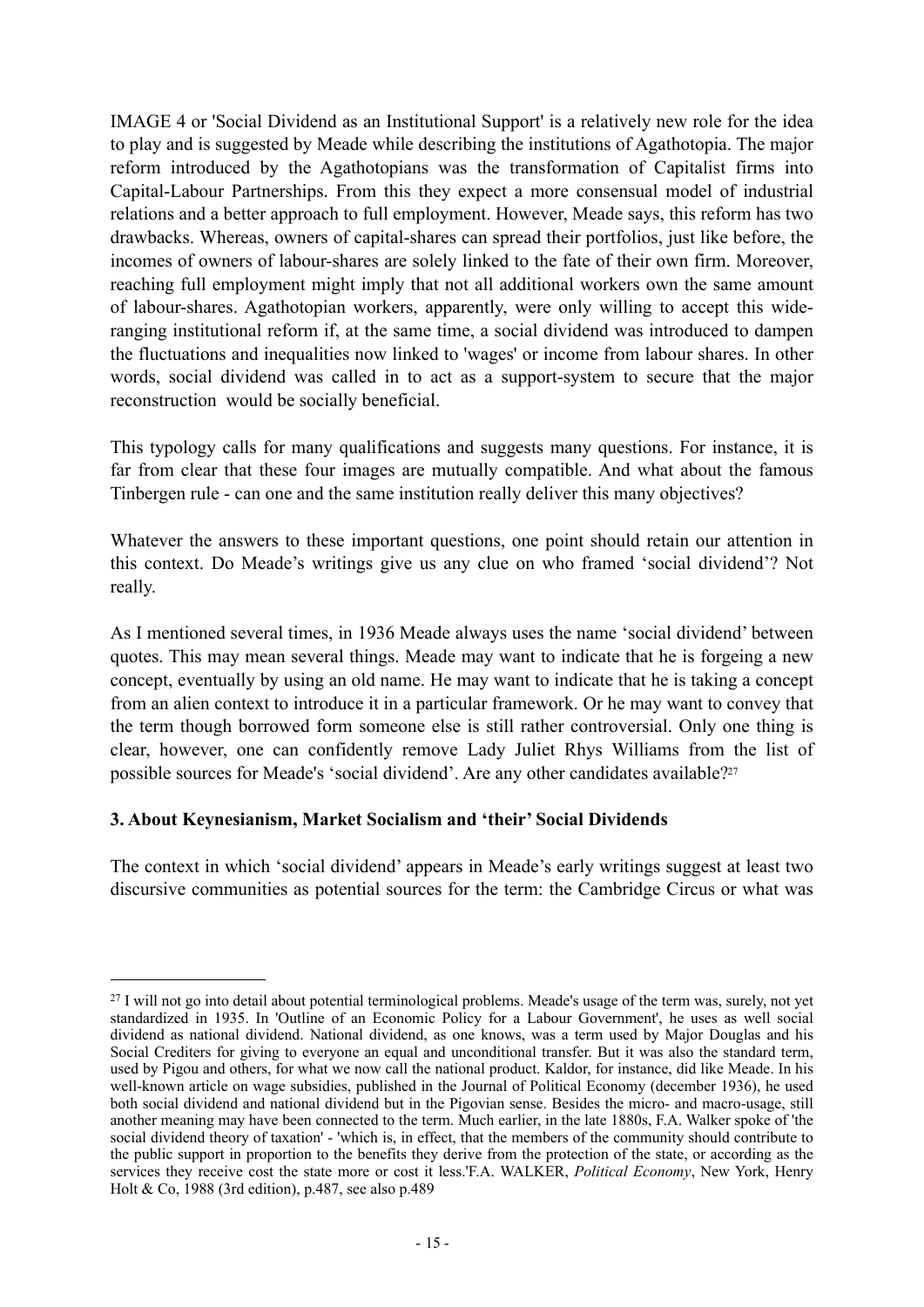IMAGE 4 or 'Social Dividend as an Institutional Support' is a relatively new role for the idea to play and is suggested by Meade while describing the institutions of Agathotopia. The major reform introduced by the Agathotopians was the transformation of Capitalist firms into Capital-Labour Partnerships. From this they expect a more consensual model of industrial relations and a better approach to full employment. However, Meade says, this reform has two drawbacks. Whereas, owners of capital-shares can spread their portfolios, just like before, the incomes of owners of labour-shares are solely linked to the fate of their own firm. Moreover, reaching full employment might imply that not all additional workers own the same amount of labour-shares. Agathotopian workers, apparently, were only willing to accept this wide-ranging institutional reform if, at the same time, a social dividend was introduced to dampen the fluctuations and inequalities now linked to 'wages' or income from labour shares. In other words, social dividend was called in to act as a support-system to secure that the major reconstruction would be socially beneficial.

This typology calls for many qualifications and suggests many questions. For instance, it is far from clear that these four images are mutually compatible. And what about the famous Tinbergen rule - can one and the same institution really deliver this many objectives?

Whatever the answers to these important questions, one point should retain our attention in this context. Do Meade's writings give us any clue on who framed 'social dividend'? Not really.

As I mentioned several times, in 1936 Meade always uses the name 'social dividend' between quotes. This may mean several things. Meade may want to indicate that he is forgeing a new concept, eventually by using an old name. He may want to indicate that he is taking a concept from an alien context to introduce it in a particular framework. Or he may want to convey that the term though borrowed form someone else is still rather controversial. Only one thing is clear, however, one can confidently remove Lady Juliet Rhys Williams from the list of possible sources for Meade's 'social dividend'. Are any other candidates available?[27]

### 3. About Keynesianism, Market Socialism and 'their' Social Dividends

The context in which 'social dividend' appears in Meade's early writings suggest at least two discursive communities as potential sources for the term: the Cambridge Circus or what was

---

[27] I will not go into detail about potential terminological problems. Meade's usage of the term was, surely, not yet standardized in 1935. In 'Outline of an Economic Policy for a Labour Government', he uses as well social dividend as national dividend. National dividend, as one knows, was a term used by Major Douglas and his Social Crediters for giving to everyone an equal and unconditional transfer. But it was also the standard term, used by Pigou and others, for what we now call the national product. Kaldor, for instance, did like Meade. In his well-known article on wage subsidies, published in the Journal of Political Economy (december 1936), he used both social dividend and national dividend but in the Pigovian sense. Besides the micro- and macro-usage, still another meaning may have been connected to the term. Much earlier, in the late 1880s, F.A. Walker spoke of 'the social dividend theory of taxation' - 'which is, in effect, that the members of the community should contribute to the public support in proportion to the benefits they derive from the protection of the state, or according as the services they receive cost the state more or cost it less.'F.A. WALKER, *Political Economy*, New York, Henry Holt & Co, 1988 (3rd edition), p.487, see also p.489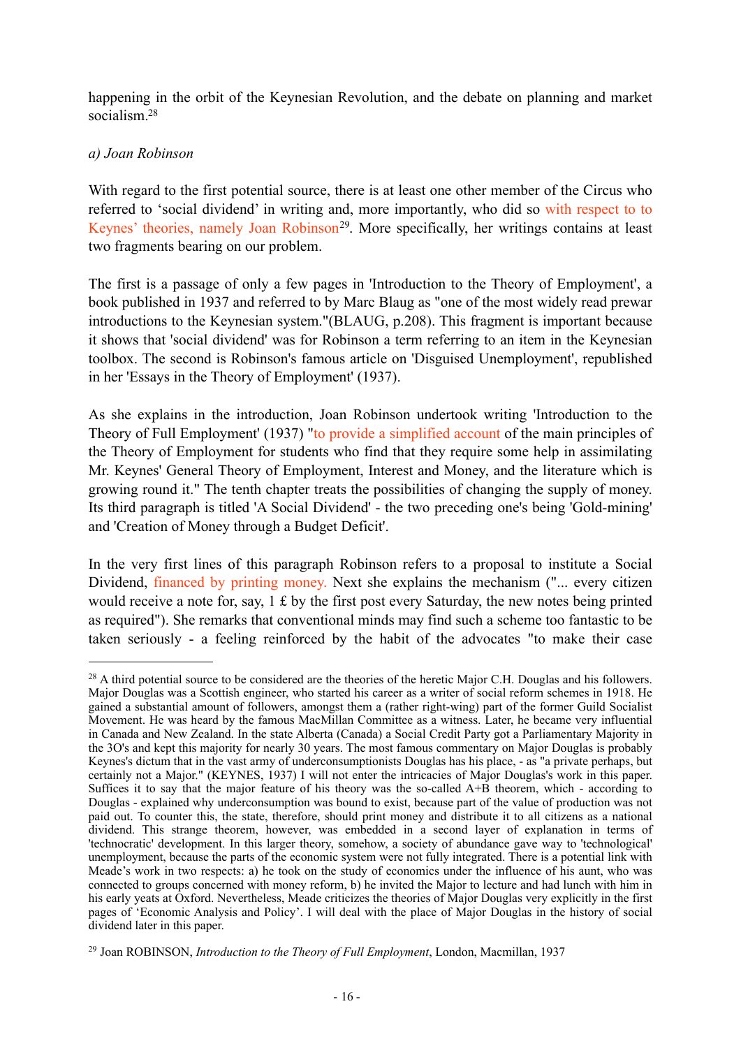happening in the orbit of the Keynesian Revolution, and the debate on planning and market socialism.[28]

*a) Joan Robinson*

With regard to the first potential source, there is at least one other member of the Circus who referred to 'social dividend' in writing and, more importantly, who did so with respect to to Keynes' theories, namely Joan Robinson[29]. More specifically, her writings contains at least two fragments bearing on our problem.

The first is a passage of only a few pages in 'Introduction to the Theory of Employment', a book published in 1937 and referred to by Marc Blaug as "one of the most widely read prewar introductions to the Keynesian system."(BLAUG, p.208). This fragment is important because it shows that 'social dividend' was for Robinson a term referring to an item in the Keynesian toolbox. The second is Robinson's famous article on 'Disguised Unemployment', republished in her 'Essays in the Theory of Employment' (1937).

As she explains in the introduction, Joan Robinson undertook writing 'Introduction to the Theory of Full Employment' (1937) "to provide a simplified account of the main principles of the Theory of Employment for students who find that they require some help in assimilating Mr. Keynes' General Theory of Employment, Interest and Money, and the literature which is growing round it." The tenth chapter treats the possibilities of changing the supply of money. Its third paragraph is titled 'A Social Dividend' - the two preceding one's being 'Gold-mining' and 'Creation of Money through a Budget Deficit'.

In the very first lines of this paragraph Robinson refers to a proposal to institute a Social Dividend, financed by printing money. Next she explains the mechanism ("... every citizen would receive a note for, say, 1 £ by the first post every Saturday, the new notes being printed as required"). She remarks that conventional minds may find such a scheme too fantastic to be taken seriously - a feeling reinforced by the habit of the advocates "to make their case

---

[28] A third potential source to be considered are the theories of the heretic Major C.H. Douglas and his followers. Major Douglas was a Scottish engineer, who started his career as a writer of social reform schemes in 1918. He gained a substantial amount of followers, amongst them a (rather right-wing) part of the former Guild Socialist Movement. He was heard by the famous MacMillan Committee as a witness. Later, he became very influential in Canada and New Zealand. In the state Alberta (Canada) a Social Credit Party got a Parliamentary Majority in the 3O's and kept this majority for nearly 30 years. The most famous commentary on Major Douglas is probably Keynes's dictum that in the vast army of underconsumptionists Douglas has his place, - as "a private perhaps, but certainly not a Major." (KEYNES, 1937) I will not enter the intricacies of Major Douglas's work in this paper. Suffices it to say that the major feature of his theory was the so-called A+B theorem, which - according to Douglas - explained why underconsumption was bound to exist, because part of the value of production was not paid out. To counter this, the state, therefore, should print money and distribute it to all citizens as a national dividend. This strange theorem, however, was embedded in a second layer of explanation in terms of 'technocratic' development. In this larger theory, somehow, a society of abundance gave way to 'technological' unemployment, because the parts of the economic system were not fully integrated. There is a potential link with Meade's work in two respects: a) he took on the study of economics under the influence of his aunt, who was connected to groups concerned with money reform, b) he invited the Major to lecture and had lunch with him in his early yeats at Oxford. Nevertheless, Meade criticizes the theories of Major Douglas very explicitly in the first pages of 'Economic Analysis and Policy'. I will deal with the place of Major Douglas in the history of social dividend later in this paper.

[29] Joan ROBINSON, *Introduction to the Theory of Full Employment*, London, Macmillan, 1937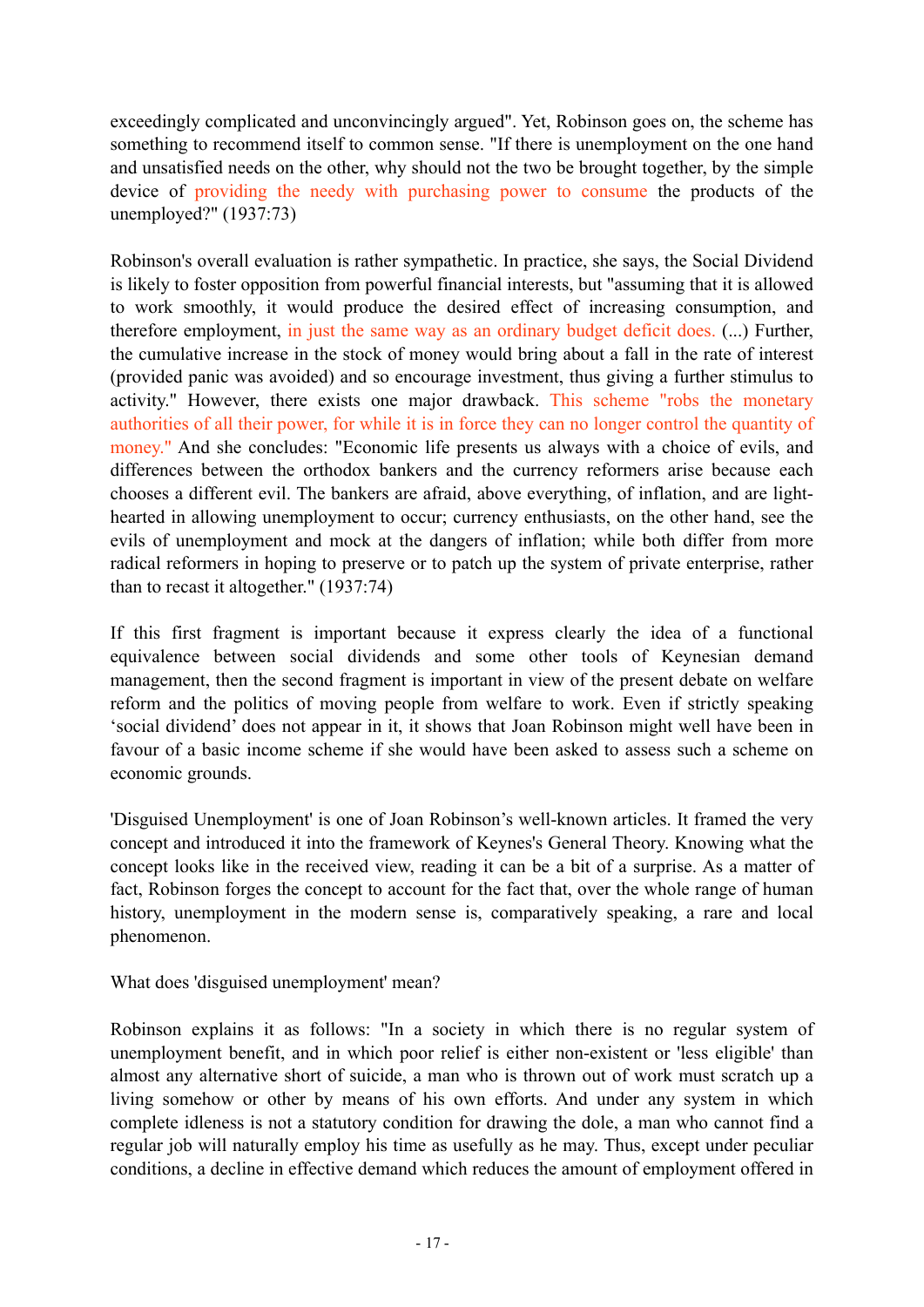exceedingly complicated and unconvincingly argued". Yet, Robinson goes on, the scheme has something to recommend itself to common sense. "If there is unemployment on the one hand and unsatisfied needs on the other, why should not the two be brought together, by the simple device of providing the needy with purchasing power to consume the products of the unemployed?" (1937:73)

Robinson's overall evaluation is rather sympathetic. In practice, she says, the Social Dividend is likely to foster opposition from powerful financial interests, but "assuming that it is allowed to work smoothly, it would produce the desired effect of increasing consumption, and therefore employment, in just the same way as an ordinary budget deficit does. (...) Further, the cumulative increase in the stock of money would bring about a fall in the rate of interest (provided panic was avoided) and so encourage investment, thus giving a further stimulus to activity." However, there exists one major drawback. This scheme "robs the monetary authorities of all their power, for while it is in force they can no longer control the quantity of money." And she concludes: "Economic life presents us always with a choice of evils, and differences between the orthodox bankers and the currency reformers arise because each chooses a different evil. The bankers are afraid, above everything, of inflation, and are light-hearted in allowing unemployment to occur; currency enthusiasts, on the other hand, see the evils of unemployment and mock at the dangers of inflation; while both differ from more radical reformers in hoping to preserve or to patch up the system of private enterprise, rather than to recast it altogether." (1937:74)

If this first fragment is important because it express clearly the idea of a functional equivalence between social dividends and some other tools of Keynesian demand management, then the second fragment is important in view of the present debate on welfare reform and the politics of moving people from welfare to work. Even if strictly speaking 'social dividend' does not appear in it, it shows that Joan Robinson might well have been in favour of a basic income scheme if she would have been asked to assess such a scheme on economic grounds.

'Disguised Unemployment' is one of Joan Robinson's well-known articles. It framed the very concept and introduced it into the framework of Keynes's General Theory. Knowing what the concept looks like in the received view, reading it can be a bit of a surprise. As a matter of fact, Robinson forges the concept to account for the fact that, over the whole range of human history, unemployment in the modern sense is, comparatively speaking, a rare and local phenomenon.

What does 'disguised unemployment' mean?

Robinson explains it as follows: "In a society in which there is no regular system of unemployment benefit, and in which poor relief is either non-existent or 'less eligible' than almost any alternative short of suicide, a man who is thrown out of work must scratch up a living somehow or other by means of his own efforts. And under any system in which complete idleness is not a statutory condition for drawing the dole, a man who cannot find a regular job will naturally employ his time as usefully as he may. Thus, except under peculiar conditions, a decline in effective demand which reduces the amount of employment offered in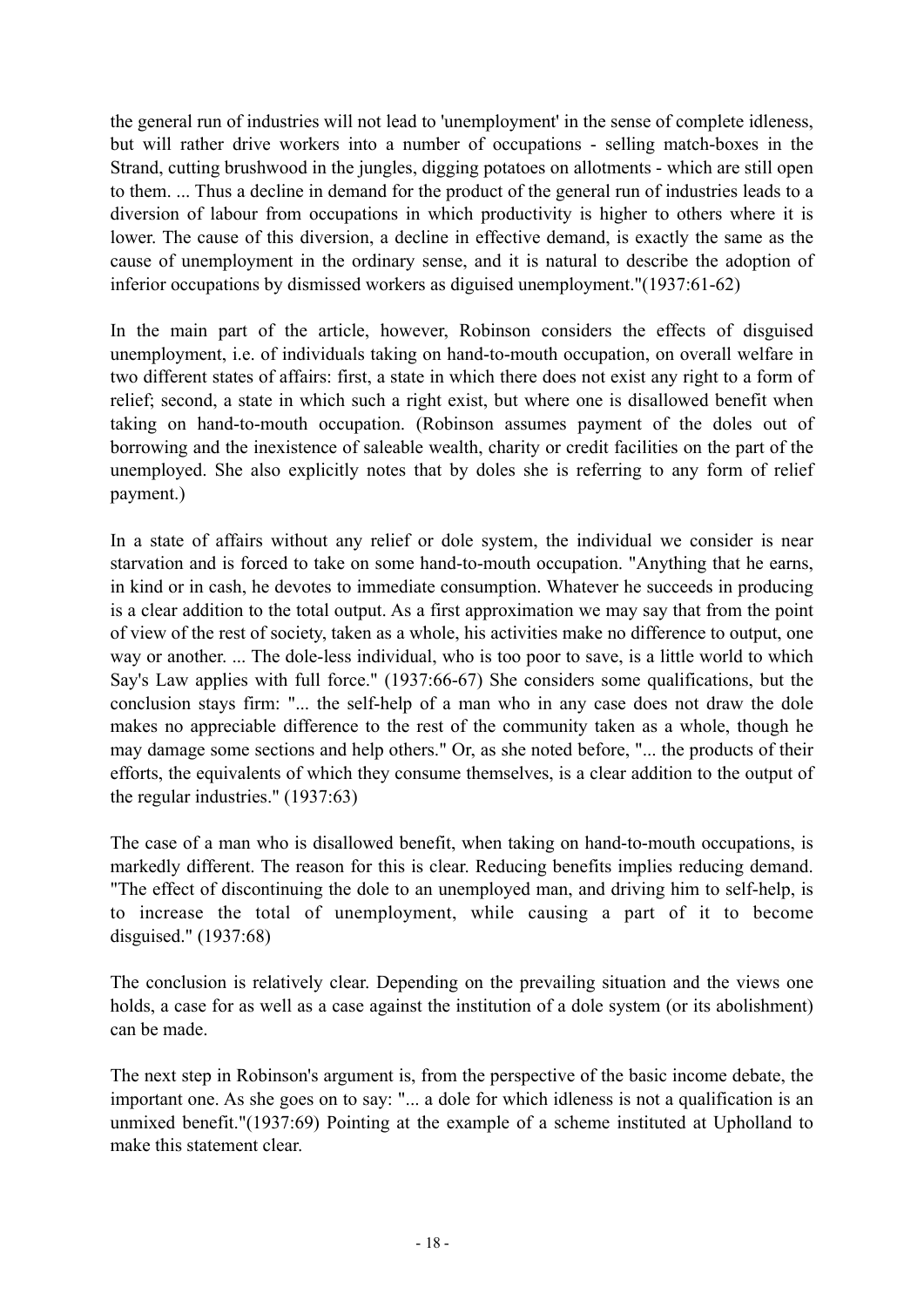the general run of industries will not lead to 'unemployment' in the sense of complete idleness, but will rather drive workers into a number of occupations - selling match-boxes in the Strand, cutting brushwood in the jungles, digging potatoes on allotments - which are still open to them. ... Thus a decline in demand for the product of the general run of industries leads to a diversion of labour from occupations in which productivity is higher to others where it is lower. The cause of this diversion, a decline in effective demand, is exactly the same as the cause of unemployment in the ordinary sense, and it is natural to describe the adoption of inferior occupations by dismissed workers as diguised unemployment."(1937:61-62)

In the main part of the article, however, Robinson considers the effects of disguised unemployment, i.e. of individuals taking on hand-to-mouth occupation, on overall welfare in two different states of affairs: first, a state in which there does not exist any right to a form of relief; second, a state in which such a right exist, but where one is disallowed benefit when taking on hand-to-mouth occupation. (Robinson assumes payment of the doles out of borrowing and the inexistence of saleable wealth, charity or credit facilities on the part of the unemployed. She also explicitly notes that by doles she is referring to any form of relief payment.)

In a state of affairs without any relief or dole system, the individual we consider is near starvation and is forced to take on some hand-to-mouth occupation. "Anything that he earns, in kind or in cash, he devotes to immediate consumption. Whatever he succeeds in producing is a clear addition to the total output. As a first approximation we may say that from the point of view of the rest of society, taken as a whole, his activities make no difference to output, one way or another. ... The dole-less individual, who is too poor to save, is a little world to which Say's Law applies with full force." (1937:66-67) She considers some qualifications, but the conclusion stays firm: "... the self-help of a man who in any case does not draw the dole makes no appreciable difference to the rest of the community taken as a whole, though he may damage some sections and help others." Or, as she noted before, "... the products of their efforts, the equivalents of which they consume themselves, is a clear addition to the output of the regular industries." (1937:63)

The case of a man who is disallowed benefit, when taking on hand-to-mouth occupations, is markedly different. The reason for this is clear. Reducing benefits implies reducing demand. "The effect of discontinuing the dole to an unemployed man, and driving him to self-help, is to increase the total of unemployment, while causing a part of it to become disguised." (1937:68)

The conclusion is relatively clear. Depending on the prevailing situation and the views one holds, a case for as well as a case against the institution of a dole system (or its abolishment) can be made.

The next step in Robinson's argument is, from the perspective of the basic income debate, the important one. As she goes on to say: "... a dole for which idleness is not a qualification is an unmixed benefit."(1937:69) Pointing at the example of a scheme instituted at Upholland to make this statement clear.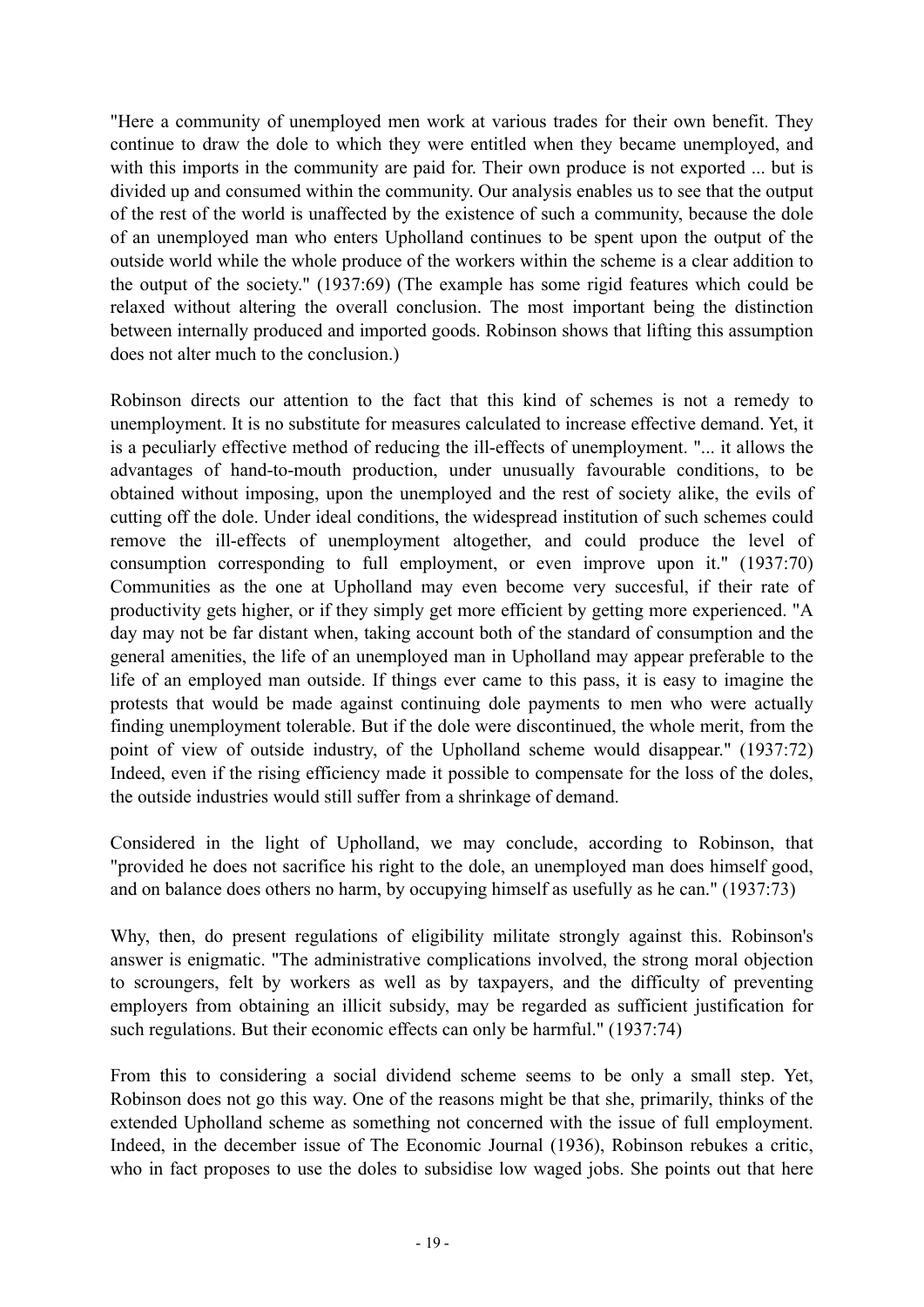"Here a community of unemployed men work at various trades for their own benefit. They continue to draw the dole to which they were entitled when they became unemployed, and with this imports in the community are paid for. Their own produce is not exported ... but is divided up and consumed within the community. Our analysis enables us to see that the output of the rest of the world is unaffected by the existence of such a community, because the dole of an unemployed man who enters Upholland continues to be spent upon the output of the outside world while the whole produce of the workers within the scheme is a clear addition to the output of the society." (1937:69) (The example has some rigid features which could be relaxed without altering the overall conclusion. The most important being the distinction between internally produced and imported goods. Robinson shows that lifting this assumption does not alter much to the conclusion.)

Robinson directs our attention to the fact that this kind of schemes is not a remedy to unemployment. It is no substitute for measures calculated to increase effective demand. Yet, it is a peculiarly effective method of reducing the ill-effects of unemployment. "... it allows the advantages of hand-to-mouth production, under unusually favourable conditions, to be obtained without imposing, upon the unemployed and the rest of society alike, the evils of cutting off the dole. Under ideal conditions, the widespread institution of such schemes could remove the ill-effects of unemployment altogether, and could produce the level of consumption corresponding to full employment, or even improve upon it." (1937:70) Communities as the one at Upholland may even become very succesful, if their rate of productivity gets higher, or if they simply get more efficient by getting more experienced. "A day may not be far distant when, taking account both of the standard of consumption and the general amenities, the life of an unemployed man in Upholland may appear preferable to the life of an employed man outside. If things ever came to this pass, it is easy to imagine the protests that would be made against continuing dole payments to men who were actually finding unemployment tolerable. But if the dole were discontinued, the whole merit, from the point of view of outside industry, of the Upholland scheme would disappear." (1937:72) Indeed, even if the rising efficiency made it possible to compensate for the loss of the doles, the outside industries would still suffer from a shrinkage of demand.

Considered in the light of Upholland, we may conclude, according to Robinson, that "provided he does not sacrifice his right to the dole, an unemployed man does himself good, and on balance does others no harm, by occupying himself as usefully as he can." (1937:73)

Why, then, do present regulations of eligibility militate strongly against this. Robinson's answer is enigmatic. "The administrative complications involved, the strong moral objection to scroungers, felt by workers as well as by taxpayers, and the difficulty of preventing employers from obtaining an illicit subsidy, may be regarded as sufficient justification for such regulations. But their economic effects can only be harmful." (1937:74)

From this to considering a social dividend scheme seems to be only a small step. Yet, Robinson does not go this way. One of the reasons might be that she, primarily, thinks of the extended Upholland scheme as something not concerned with the issue of full employment. Indeed, in the december issue of The Economic Journal (1936), Robinson rebukes a critic, who in fact proposes to use the doles to subsidise low waged jobs. She points out that here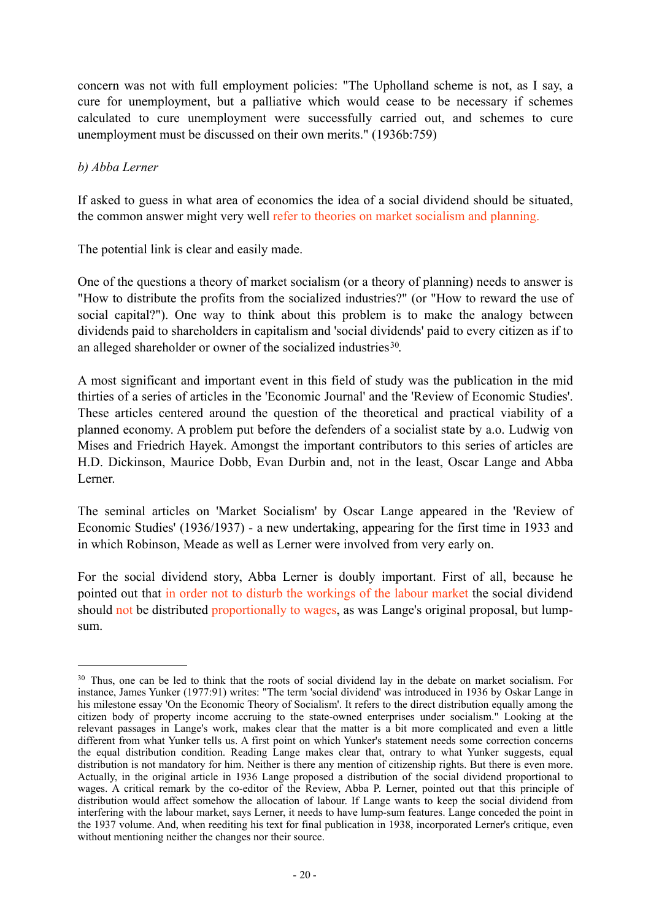concern was not with full employment policies: "The Upholland scheme is not, as I say, a cure for unemployment, but a palliative which would cease to be necessary if schemes calculated to cure unemployment were successfully carried out, and schemes to cure unemployment must be discussed on their own merits." (1936b:759)

*b) Abba Lerner*

If asked to guess in what area of economics the idea of a social dividend should be situated, the common answer might very well refer to theories on market socialism and planning.

The potential link is clear and easily made.

One of the questions a theory of market socialism (or a theory of planning) needs to answer is "How to distribute the profits from the socialized industries?" (or "How to reward the use of social capital?"). One way to think about this problem is to make the analogy between dividends paid to shareholders in capitalism and 'social dividends' paid to every citizen as if to an alleged shareholder or owner of the socialized industries[30].

A most significant and important event in this field of study was the publication in the mid thirties of a series of articles in the 'Economic Journal' and the 'Review of Economic Studies'. These articles centered around the question of the theoretical and practical viability of a planned economy. A problem put before the defenders of a socialist state by a.o. Ludwig von Mises and Friedrich Hayek. Amongst the important contributors to this series of articles are H.D. Dickinson, Maurice Dobb, Evan Durbin and, not in the least, Oscar Lange and Abba Lerner.

The seminal articles on 'Market Socialism' by Oscar Lange appeared in the 'Review of Economic Studies' (1936/1937) - a new undertaking, appearing for the first time in 1933 and in which Robinson, Meade as well as Lerner were involved from very early on.

For the social dividend story, Abba Lerner is doubly important. First of all, because he pointed out that in order not to disturb the workings of the labour market the social dividend should not be distributed proportionally to wages, as was Lange's original proposal, but lump-sum.

---

[30] Thus, one can be led to think that the roots of social dividend lay in the debate on market socialism. For instance, James Yunker (1977:91) writes: "The term 'social dividend' was introduced in 1936 by Oskar Lange in his milestone essay 'On the Economic Theory of Socialism'. It refers to the direct distribution equally among the citizen body of property income accruing to the state-owned enterprises under socialism." Looking at the relevant passages in Lange's work, makes clear that the matter is a bit more complicated and even a little different from what Yunker tells us. A first point on which Yunker's statement needs some correction concerns the equal distribution condition. Reading Lange makes clear that, ontrary to what Yunker suggests, equal distribution is not mandatory for him. Neither is there any mention of citizenship rights. But there is even more. Actually, in the original article in 1936 Lange proposed a distribution of the social dividend proportional to wages. A critical remark by the co-editor of the Review, Abba P. Lerner, pointed out that this principle of distribution would affect somehow the allocation of labour. If Lange wants to keep the social dividend from interfering with the labour market, says Lerner, it needs to have lump-sum features. Lange conceded the point in the 1937 volume. And, when reediting his text for final publication in 1938, incorporated Lerner's critique, even without mentioning neither the changes nor their source.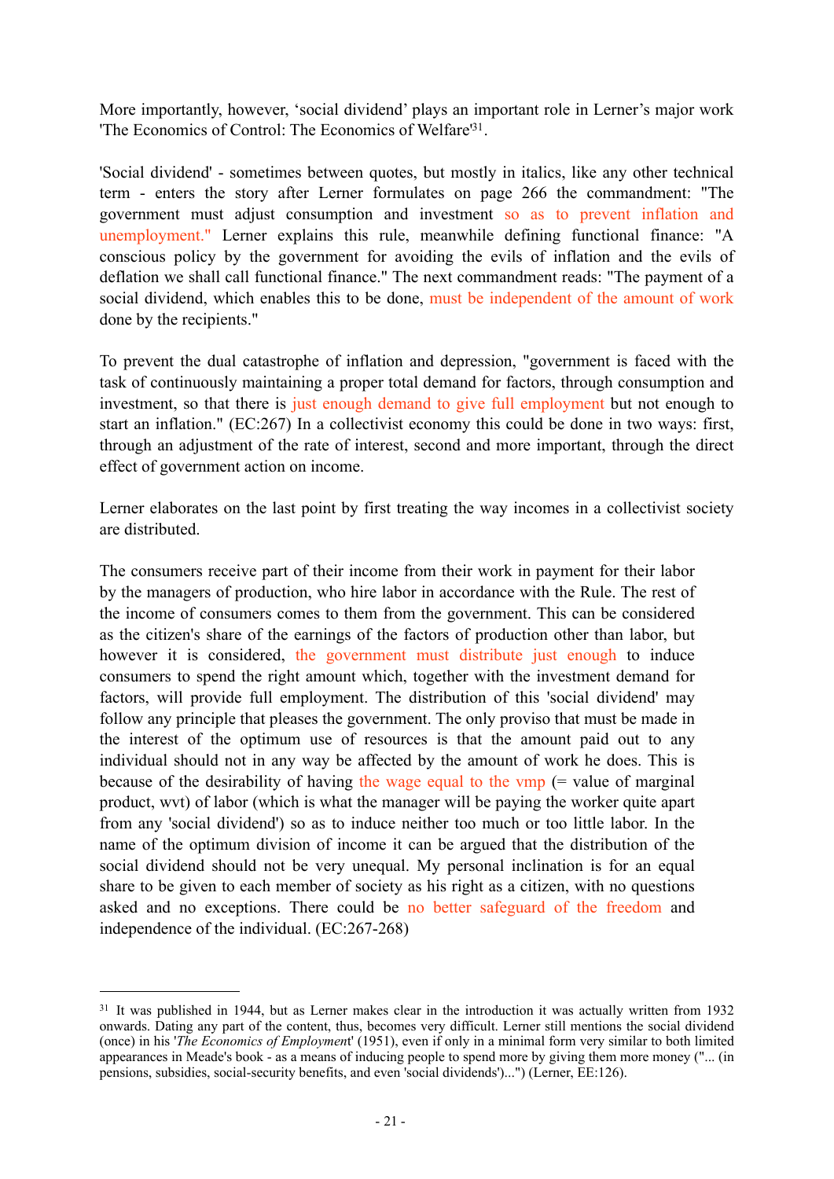More importantly, however, ‘social dividend’ plays an important role in Lerner’s major work 'The Economics of Control: The Economics of Welfare'[31].

'Social dividend' - sometimes between quotes, but mostly in italics, like any other technical term - enters the story after Lerner formulates on page 266 the commandment: "The government must adjust consumption and investment so as to prevent inflation and unemployment." Lerner explains this rule, meanwhile defining functional finance: "A conscious policy by the government for avoiding the evils of inflation and the evils of deflation we shall call functional finance." The next commandment reads: "The payment of a social dividend, which enables this to be done, must be independent of the amount of work done by the recipients."

To prevent the dual catastrophe of inflation and depression, "government is faced with the task of continuously maintaining a proper total demand for factors, through consumption and investment, so that there is just enough demand to give full employment but not enough to start an inflation." (EC:267) In a collectivist economy this could be done in two ways: first, through an adjustment of the rate of interest, second and more important, through the direct effect of government action on income.

Lerner elaborates on the last point by first treating the way incomes in a collectivist society are distributed.

> The consumers receive part of their income from their work in payment for their labor by the managers of production, who hire labor in accordance with the Rule. The rest of the income of consumers comes to them from the government. This can be considered as the citizen's share of the earnings of the factors of production other than labor, but however it is considered, the government must distribute just enough to induce consumers to spend the right amount which, together with the investment demand for factors, will provide full employment. The distribution of this 'social dividend' may follow any principle that pleases the government. The only proviso that must be made in the interest of the optimum use of resources is that the amount paid out to any individual should not in any way be affected by the amount of work he does. This is because of the desirability of having the wage equal to the vmp (= value of marginal product, wvt) of labor (which is what the manager will be paying the worker quite apart from any 'social dividend') so as to induce neither too much or too little labor. In the name of the optimum division of income it can be argued that the distribution of the social dividend should not be very unequal. My personal inclination is for an equal share to be given to each member of society as his right as a citizen, with no questions asked and no exceptions. There could be no better safeguard of the freedom and independence of the individual. (EC:267-268)

---

[31] It was published in 1944, but as Lerner makes clear in the introduction it was actually written from 1932 onwards. Dating any part of the content, thus, becomes very difficult. Lerner still mentions the social dividend (once) in his '*The Economics of Employment*' (1951), even if only in a minimal form very similar to both limited appearances in Meade's book - as a means of inducing people to spend more by giving them more money ("... (in pensions, subsidies, social-security benefits, and even 'social dividends')...") (Lerner, EE:126).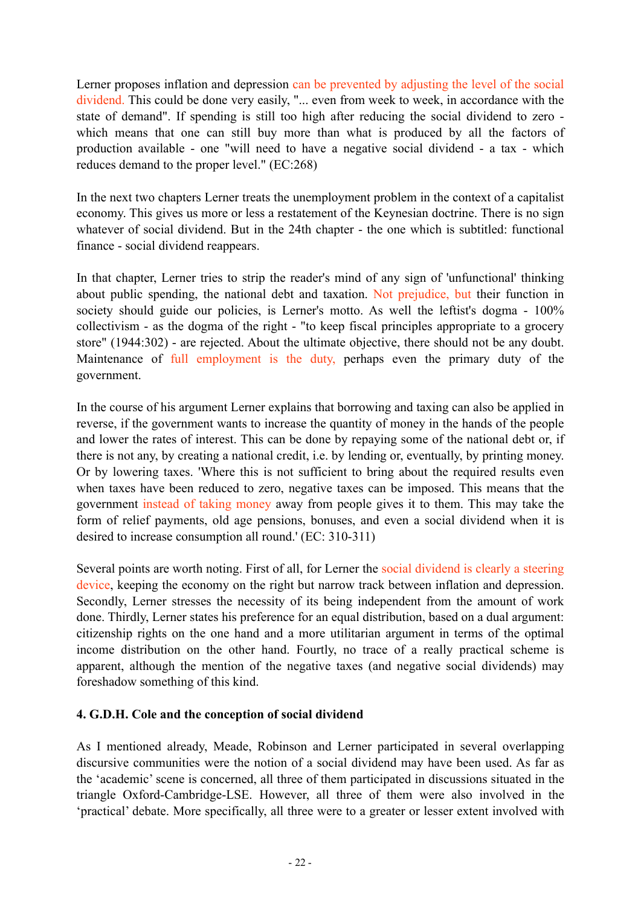Lerner proposes inflation and depression can be prevented by adjusting the level of the social dividend. This could be done very easily, "... even from week to week, in accordance with the state of demand". If spending is still too high after reducing the social dividend to zero - which means that one can still buy more than what is produced by all the factors of production available - one "will need to have a negative social dividend - a tax - which reduces demand to the proper level." (EC:268)

In the next two chapters Lerner treats the unemployment problem in the context of a capitalist economy. This gives us more or less a restatement of the Keynesian doctrine. There is no sign whatever of social dividend. But in the 24th chapter - the one which is subtitled: functional finance - social dividend reappears.

In that chapter, Lerner tries to strip the reader's mind of any sign of 'unfunctional' thinking about public spending, the national debt and taxation. Not prejudice, but their function in society should guide our policies, is Lerner's motto. As well the leftist's dogma - 100% collectivism - as the dogma of the right - "to keep fiscal principles appropriate to a grocery store" (1944:302) - are rejected. About the ultimate objective, there should not be any doubt. Maintenance of full employment is the duty, perhaps even the primary duty of the government.

In the course of his argument Lerner explains that borrowing and taxing can also be applied in reverse, if the government wants to increase the quantity of money in the hands of the people and lower the rates of interest. This can be done by repaying some of the national debt or, if there is not any, by creating a national credit, i.e. by lending or, eventually, by printing money. Or by lowering taxes. 'Where this is not sufficient to bring about the required results even when taxes have been reduced to zero, negative taxes can be imposed. This means that the government instead of taking money away from people gives it to them. This may take the form of relief payments, old age pensions, bonuses, and even a social dividend when it is desired to increase consumption all round.' (EC: 310-311)

Several points are worth noting. First of all, for Lerner the social dividend is clearly a steering device, keeping the economy on the right but narrow track between inflation and depression. Secondly, Lerner stresses the necessity of its being independent from the amount of work done. Thirdly, Lerner states his preference for an equal distribution, based on a dual argument: citizenship rights on the one hand and a more utilitarian argument in terms of the optimal income distribution on the other hand. Fourtly, no trace of a really practical scheme is apparent, although the mention of the negative taxes (and negative social dividends) may foreshadow something of this kind.

### 4. G.D.H. Cole and the conception of social dividend

As I mentioned already, Meade, Robinson and Lerner participated in several overlapping discursive communities were the notion of a social dividend may have been used. As far as the 'academic' scene is concerned, all three of them participated in discussions situated in the triangle Oxford-Cambridge-LSE. However, all three of them were also involved in the 'practical' debate. More specifically, all three were to a greater or lesser extent involved with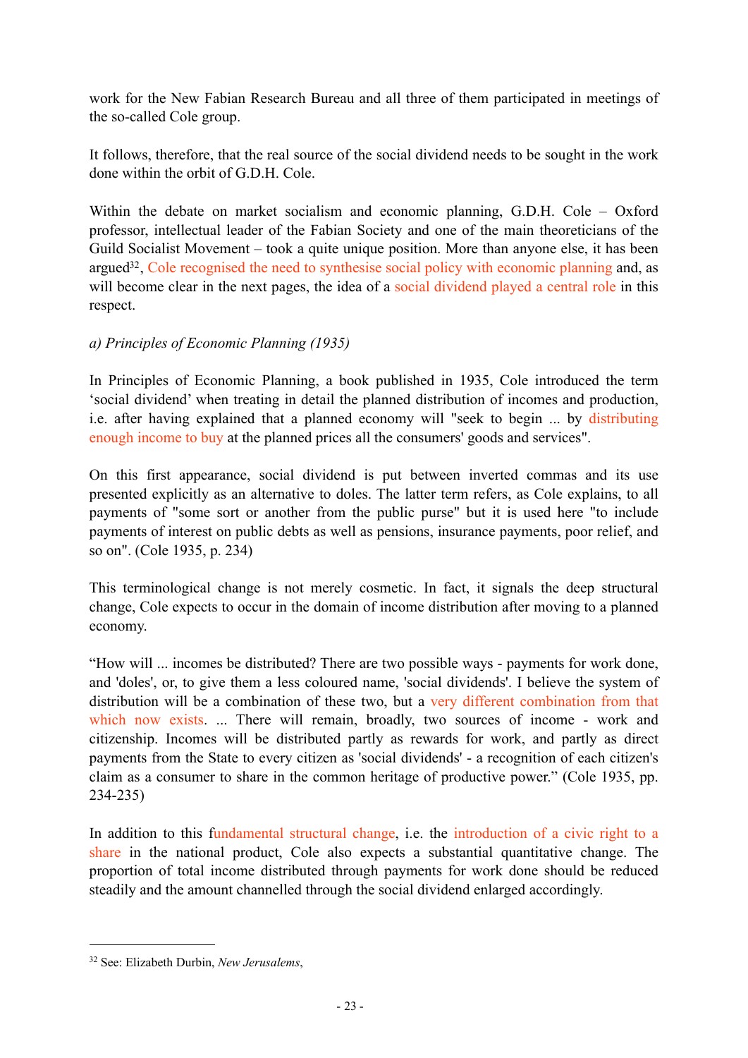work for the New Fabian Research Bureau and all three of them participated in meetings of the so-called Cole group.

It follows, therefore, that the real source of the social dividend needs to be sought in the work done within the orbit of G.D.H. Cole.

Within the debate on market socialism and economic planning, G.D.H. Cole – Oxford professor, intellectual leader of the Fabian Society and one of the main theoreticians of the Guild Socialist Movement – took a quite unique position. More than anyone else, it has been argued[32], Cole recognised the need to synthesise social policy with economic planning and, as will become clear in the next pages, the idea of a social dividend played a central role in this respect.

*a) Principles of Economic Planning (1935)*

In Principles of Economic Planning, a book published in 1935, Cole introduced the term 'social dividend' when treating in detail the planned distribution of incomes and production, i.e. after having explained that a planned economy will "seek to begin ... by distributing enough income to buy at the planned prices all the consumers' goods and services".

On this first appearance, social dividend is put between inverted commas and its use presented explicitly as an alternative to doles. The latter term refers, as Cole explains, to all payments of "some sort or another from the public purse" but it is used here "to include payments of interest on public debts as well as pensions, insurance payments, poor relief, and so on". (Cole 1935, p. 234)

This terminological change is not merely cosmetic. In fact, it signals the deep structural change, Cole expects to occur in the domain of income distribution after moving to a planned economy.

"How will ... incomes be distributed? There are two possible ways - payments for work done, and 'doles', or, to give them a less coloured name, 'social dividends'. I believe the system of distribution will be a combination of these two, but a very different combination from that which now exists. ... There will remain, broadly, two sources of income - work and citizenship. Incomes will be distributed partly as rewards for work, and partly as direct payments from the State to every citizen as 'social dividends' - a recognition of each citizen's claim as a consumer to share in the common heritage of productive power." (Cole 1935, pp. 234-235)

In addition to this fundamental structural change, i.e. the introduction of a civic right to a share in the national product, Cole also expects a substantial quantitative change. The proportion of total income distributed through payments for work done should be reduced steadily and the amount channelled through the social dividend enlarged accordingly.

---

[32] See: Elizabeth Durbin, *New Jerusalems*,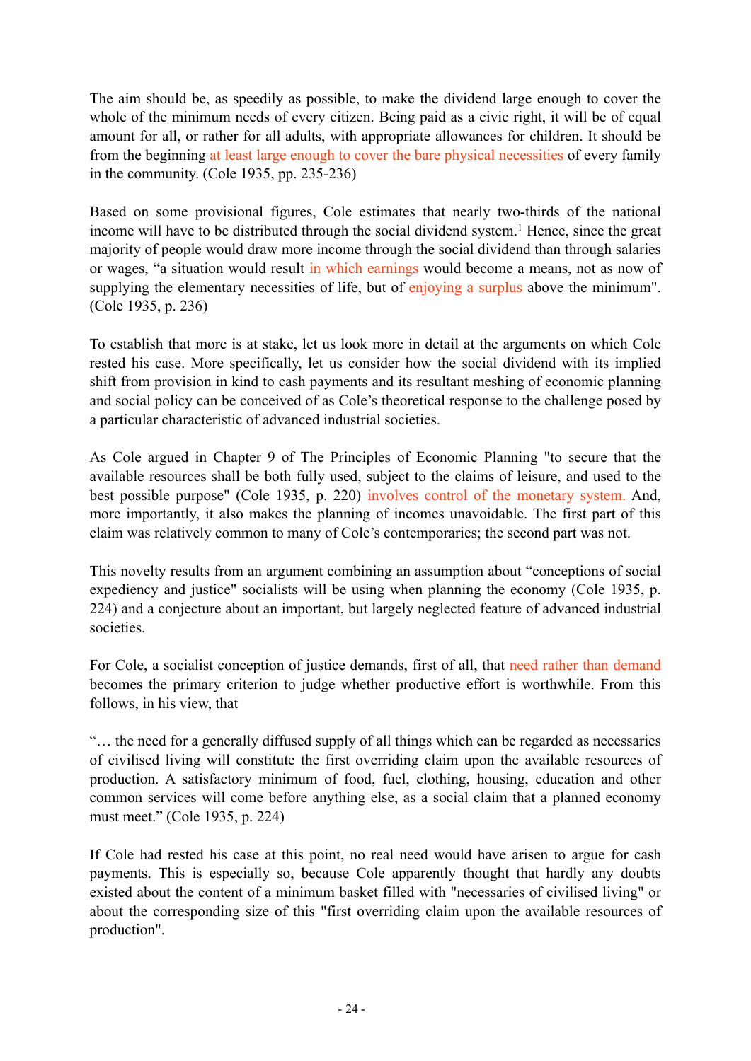The aim should be, as speedily as possible, to make the dividend large enough to cover the whole of the minimum needs of every citizen. Being paid as a civic right, it will be of equal amount for all, or rather for all adults, with appropriate allowances for children. It should be from the beginning at least large enough to cover the bare physical necessities of every family in the community. (Cole 1935, pp. 235-236)

Based on some provisional figures, Cole estimates that nearly two-thirds of the national income will have to be distributed through the social dividend system.[1] Hence, since the great majority of people would draw more income through the social dividend than through salaries or wages, "a situation would result in which earnings would become a means, not as now of supplying the elementary necessities of life, but of enjoying a surplus above the minimum". (Cole 1935, p. 236)

To establish that more is at stake, let us look more in detail at the arguments on which Cole rested his case. More specifically, let us consider how the social dividend with its implied shift from provision in kind to cash payments and its resultant meshing of economic planning and social policy can be conceived of as Cole's theoretical response to the challenge posed by a particular characteristic of advanced industrial societies.

As Cole argued in Chapter 9 of The Principles of Economic Planning "to secure that the available resources shall be both fully used, subject to the claims of leisure, and used to the best possible purpose" (Cole 1935, p. 220) involves control of the monetary system. And, more importantly, it also makes the planning of incomes unavoidable. The first part of this claim was relatively common to many of Cole's contemporaries; the second part was not.

This novelty results from an argument combining an assumption about "conceptions of social expediency and justice" socialists will be using when planning the economy (Cole 1935, p. 224) and a conjecture about an important, but largely neglected feature of advanced industrial societies.

For Cole, a socialist conception of justice demands, first of all, that need rather than demand becomes the primary criterion to judge whether productive effort is worthwhile. From this follows, in his view, that

"… the need for a generally diffused supply of all things which can be regarded as necessaries of civilised living will constitute the first overriding claim upon the available resources of production. A satisfactory minimum of food, fuel, clothing, housing, education and other common services will come before anything else, as a social claim that a planned economy must meet." (Cole 1935, p. 224)

If Cole had rested his case at this point, no real need would have arisen to argue for cash payments. This is especially so, because Cole apparently thought that hardly any doubts existed about the content of a minimum basket filled with "necessaries of civilised living" or about the corresponding size of this "first overriding claim upon the available resources of production".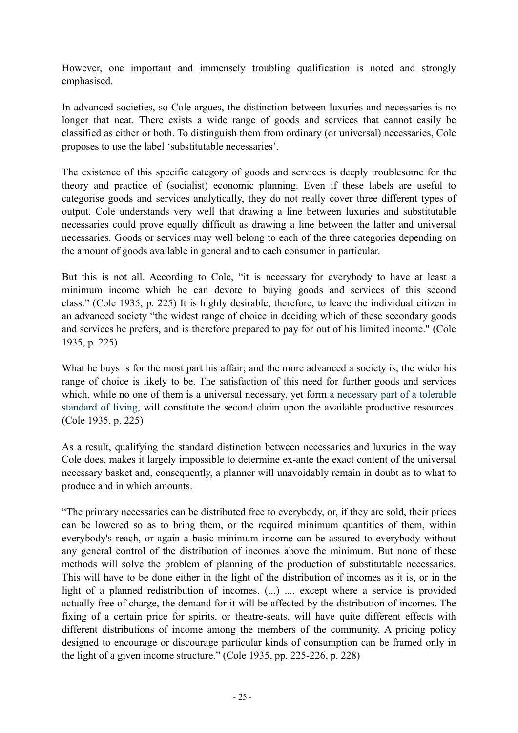However, one important and immensely troubling qualification is noted and strongly emphasised.

In advanced societies, so Cole argues, the distinction between luxuries and necessaries is no longer that neat. There exists a wide range of goods and services that cannot easily be classified as either or both. To distinguish them from ordinary (or universal) necessaries, Cole proposes to use the label 'substitutable necessaries'.

The existence of this specific category of goods and services is deeply troublesome for the theory and practice of (socialist) economic planning. Even if these labels are useful to categorise goods and services analytically, they do not really cover three different types of output. Cole understands very well that drawing a line between luxuries and substitutable necessaries could prove equally difficult as drawing a line between the latter and universal necessaries. Goods or services may well belong to each of the three categories depending on the amount of goods available in general and to each consumer in particular.

But this is not all. According to Cole, "it is necessary for everybody to have at least a minimum income which he can devote to buying goods and services of this second class." (Cole 1935, p. 225) It is highly desirable, therefore, to leave the individual citizen in an advanced society "the widest range of choice in deciding which of these secondary goods and services he prefers, and is therefore prepared to pay for out of his limited income." (Cole 1935, p. 225)

What he buys is for the most part his affair; and the more advanced a society is, the wider his range of choice is likely to be. The satisfaction of this need for further goods and services which, while no one of them is a universal necessary, yet form a necessary part of a tolerable standard of living, will constitute the second claim upon the available productive resources. (Cole 1935, p. 225)

As a result, qualifying the standard distinction between necessaries and luxuries in the way Cole does, makes it largely impossible to determine ex-ante the exact content of the universal necessary basket and, consequently, a planner will unavoidably remain in doubt as to what to produce and in which amounts.

"The primary necessaries can be distributed free to everybody, or, if they are sold, their prices can be lowered so as to bring them, or the required minimum quantities of them, within everybody's reach, or again a basic minimum income can be assured to everybody without any general control of the distribution of incomes above the minimum. But none of these methods will solve the problem of planning of the production of substitutable necessaries. This will have to be done either in the light of the distribution of incomes as it is, or in the light of a planned redistribution of incomes. (...) ..., except where a service is provided actually free of charge, the demand for it will be affected by the distribution of incomes. The fixing of a certain price for spirits, or theatre-seats, will have quite different effects with different distributions of income among the members of the community. A pricing policy designed to encourage or discourage particular kinds of consumption can be framed only in the light of a given income structure." (Cole 1935, pp. 225-226, p. 228)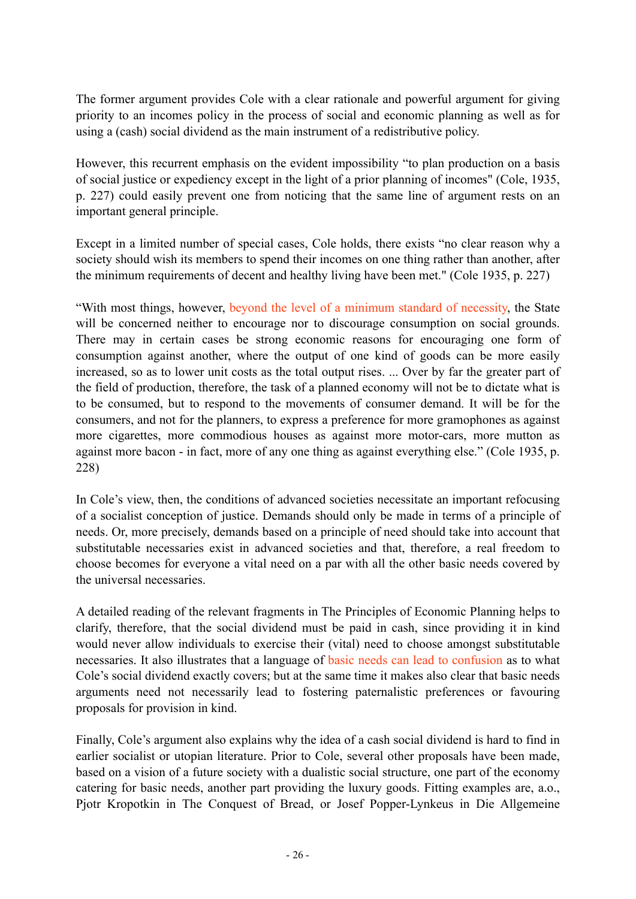The former argument provides Cole with a clear rationale and powerful argument for giving priority to an incomes policy in the process of social and economic planning as well as for using a (cash) social dividend as the main instrument of a redistributive policy.

However, this recurrent emphasis on the evident impossibility "to plan production on a basis of social justice or expediency except in the light of a prior planning of incomes" (Cole, 1935, p. 227) could easily prevent one from noticing that the same line of argument rests on an important general principle.

Except in a limited number of special cases, Cole holds, there exists "no clear reason why a society should wish its members to spend their incomes on one thing rather than another, after the minimum requirements of decent and healthy living have been met." (Cole 1935, p. 227)

"With most things, however, beyond the level of a minimum standard of necessity, the State will be concerned neither to encourage nor to discourage consumption on social grounds. There may in certain cases be strong economic reasons for encouraging one form of consumption against another, where the output of one kind of goods can be more easily increased, so as to lower unit costs as the total output rises. ... Over by far the greater part of the field of production, therefore, the task of a planned economy will not be to dictate what is to be consumed, but to respond to the movements of consumer demand. It will be for the consumers, and not for the planners, to express a preference for more gramophones as against more cigarettes, more commodious houses as against more motor-cars, more mutton as against more bacon - in fact, more of any one thing as against everything else." (Cole 1935, p. 228)

In Cole's view, then, the conditions of advanced societies necessitate an important refocusing of a socialist conception of justice. Demands should only be made in terms of a principle of needs. Or, more precisely, demands based on a principle of need should take into account that substitutable necessaries exist in advanced societies and that, therefore, a real freedom to choose becomes for everyone a vital need on a par with all the other basic needs covered by the universal necessaries.

A detailed reading of the relevant fragments in The Principles of Economic Planning helps to clarify, therefore, that the social dividend must be paid in cash, since providing it in kind would never allow individuals to exercise their (vital) need to choose amongst substitutable necessaries. It also illustrates that a language of basic needs can lead to confusion as to what Cole's social dividend exactly covers; but at the same time it makes also clear that basic needs arguments need not necessarily lead to fostering paternalistic preferences or favouring proposals for provision in kind.

Finally, Cole's argument also explains why the idea of a cash social dividend is hard to find in earlier socialist or utopian literature. Prior to Cole, several other proposals have been made, based on a vision of a future society with a dualistic social structure, one part of the economy catering for basic needs, another part providing the luxury goods. Fitting examples are, a.o., Pjotr Kropotkin in The Conquest of Bread, or Josef Popper-Lynkeus in Die Allgemeine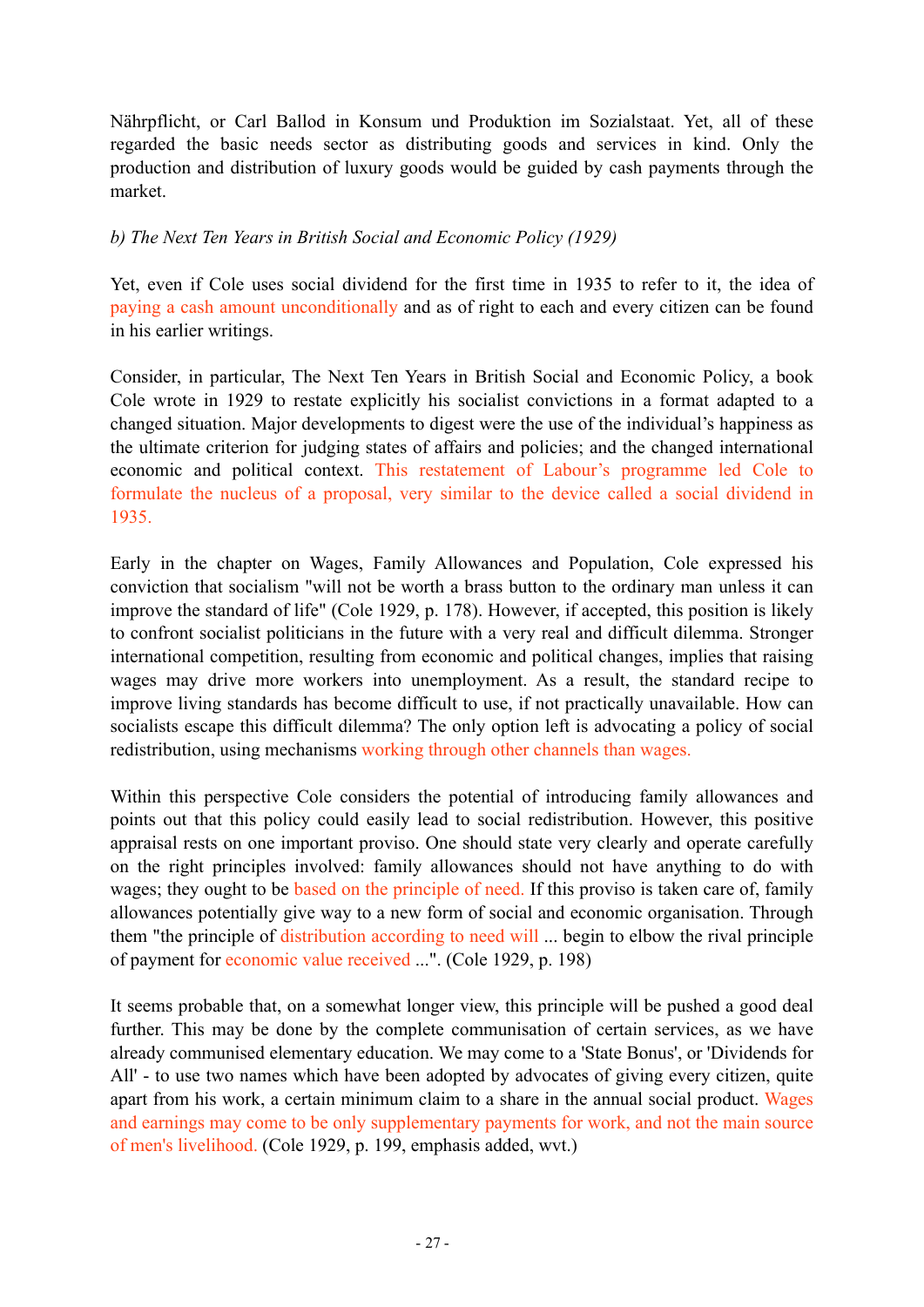Nährpflicht, or Carl Ballod in Konsum und Produktion im Sozialstaat. Yet, all of these regarded the basic needs sector as distributing goods and services in kind. Only the production and distribution of luxury goods would be guided by cash payments through the market.

*b) The Next Ten Years in British Social and Economic Policy (1929)*

Yet, even if Cole uses social dividend for the first time in 1935 to refer to it, the idea of paying a cash amount unconditionally and as of right to each and every citizen can be found in his earlier writings.

Consider, in particular, The Next Ten Years in British Social and Economic Policy, a book Cole wrote in 1929 to restate explicitly his socialist convictions in a format adapted to a changed situation. Major developments to digest were the use of the individual's happiness as the ultimate criterion for judging states of affairs and policies; and the changed international economic and political context. This restatement of Labour's programme led Cole to formulate the nucleus of a proposal, very similar to the device called a social dividend in 1935.

Early in the chapter on Wages, Family Allowances and Population, Cole expressed his conviction that socialism "will not be worth a brass button to the ordinary man unless it can improve the standard of life" (Cole 1929, p. 178). However, if accepted, this position is likely to confront socialist politicians in the future with a very real and difficult dilemma. Stronger international competition, resulting from economic and political changes, implies that raising wages may drive more workers into unemployment. As a result, the standard recipe to improve living standards has become difficult to use, if not practically unavailable. How can socialists escape this difficult dilemma? The only option left is advocating a policy of social redistribution, using mechanisms working through other channels than wages.

Within this perspective Cole considers the potential of introducing family allowances and points out that this policy could easily lead to social redistribution. However, this positive appraisal rests on one important proviso. One should state very clearly and operate carefully on the right principles involved: family allowances should not have anything to do with wages; they ought to be based on the principle of need. If this proviso is taken care of, family allowances potentially give way to a new form of social and economic organisation. Through them "the principle of distribution according to need will ... begin to elbow the rival principle of payment for economic value received ...". (Cole 1929, p. 198)

It seems probable that, on a somewhat longer view, this principle will be pushed a good deal further. This may be done by the complete communisation of certain services, as we have already communised elementary education. We may come to a 'State Bonus', or 'Dividends for All' - to use two names which have been adopted by advocates of giving every citizen, quite apart from his work, a certain minimum claim to a share in the annual social product. Wages and earnings may come to be only supplementary payments for work, and not the main source of men's livelihood. (Cole 1929, p. 199, emphasis added, wvt.)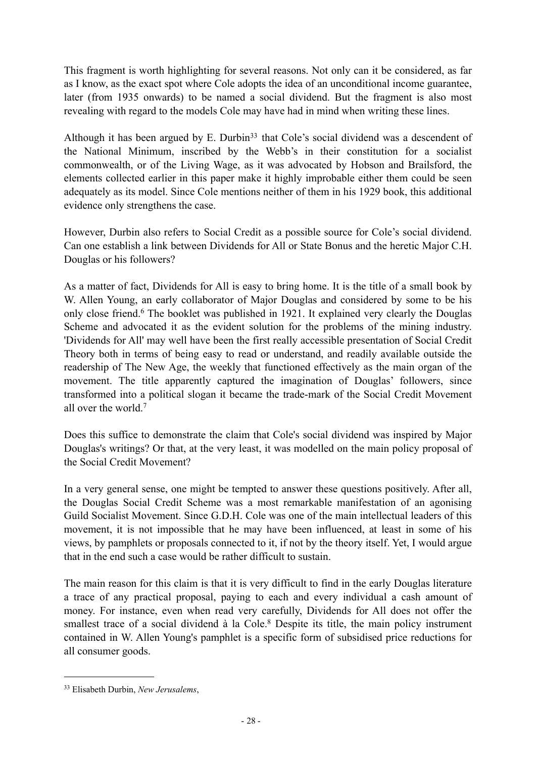This fragment is worth highlighting for several reasons. Not only can it be considered, as far as I know, as the exact spot where Cole adopts the idea of an unconditional income guarantee, later (from 1935 onwards) to be named a social dividend. But the fragment is also most revealing with regard to the models Cole may have had in mind when writing these lines.

Although it has been argued by E. Durbin[33] that Cole's social dividend was a descendent of the National Minimum, inscribed by the Webb's in their constitution for a socialist commonwealth, or of the Living Wage, as it was advocated by Hobson and Brailsford, the elements collected earlier in this paper make it highly improbable either them could be seen adequately as its model. Since Cole mentions neither of them in his 1929 book, this additional evidence only strengthens the case.

However, Durbin also refers to Social Credit as a possible source for Cole's social dividend. Can one establish a link between Dividends for All or State Bonus and the heretic Major C.H. Douglas or his followers?

As a matter of fact, Dividends for All is easy to bring home. It is the title of a small book by W. Allen Young, an early collaborator of Major Douglas and considered by some to be his only close friend.[6] The booklet was published in 1921. It explained very clearly the Douglas Scheme and advocated it as the evident solution for the problems of the mining industry. 'Dividends for All' may well have been the first really accessible presentation of Social Credit Theory both in terms of being easy to read or understand, and readily available outside the readership of The New Age, the weekly that functioned effectively as the main organ of the movement. The title apparently captured the imagination of Douglas' followers, since transformed into a political slogan it became the trade-mark of the Social Credit Movement all over the world.[7]

Does this suffice to demonstrate the claim that Cole's social dividend was inspired by Major Douglas's writings? Or that, at the very least, it was modelled on the main policy proposal of the Social Credit Movement?

In a very general sense, one might be tempted to answer these questions positively. After all, the Douglas Social Credit Scheme was a most remarkable manifestation of an agonising Guild Socialist Movement. Since G.D.H. Cole was one of the main intellectual leaders of this movement, it is not impossible that he may have been influenced, at least in some of his views, by pamphlets or proposals connected to it, if not by the theory itself. Yet, I would argue that in the end such a case would be rather difficult to sustain.

The main reason for this claim is that it is very difficult to find in the early Douglas literature a trace of any practical proposal, paying to each and every individual a cash amount of money. For instance, even when read very carefully, Dividends for All does not offer the smallest trace of a social dividend à la Cole.[8] Despite its title, the main policy instrument contained in W. Allen Young's pamphlet is a specific form of subsidised price reductions for all consumer goods.

---

[33] Elisabeth Durbin, *New Jerusalems*,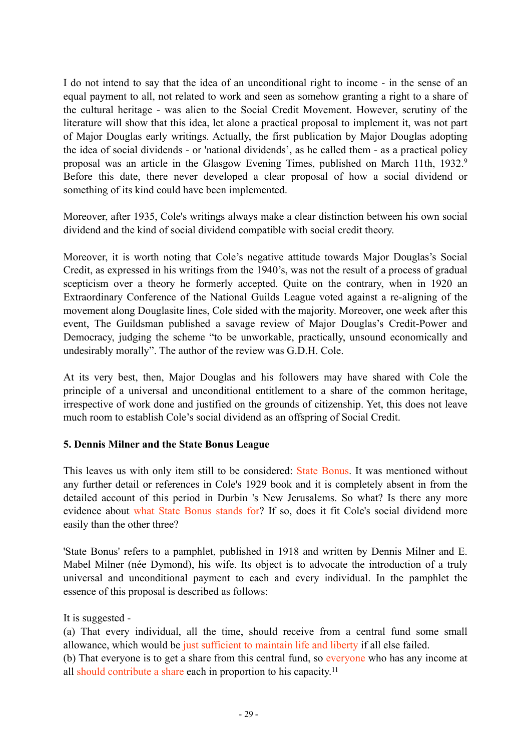I do not intend to say that the idea of an unconditional right to income - in the sense of an equal payment to all, not related to work and seen as somehow granting a right to a share of the cultural heritage - was alien to the Social Credit Movement. However, scrutiny of the literature will show that this idea, let alone a practical proposal to implement it, was not part of Major Douglas early writings. Actually, the first publication by Major Douglas adopting the idea of social dividends - or 'national dividends', as he called them - as a practical policy proposal was an article in the Glasgow Evening Times, published on March 11th, 1932.[9] Before this date, there never developed a clear proposal of how a social dividend or something of its kind could have been implemented.

Moreover, after 1935, Cole's writings always make a clear distinction between his own social dividend and the kind of social dividend compatible with social credit theory.

Moreover, it is worth noting that Cole's negative attitude towards Major Douglas's Social Credit, as expressed in his writings from the 1940's, was not the result of a process of gradual scepticism over a theory he formerly accepted. Quite on the contrary, when in 1920 an Extraordinary Conference of the National Guilds League voted against a re-aligning of the movement along Douglasite lines, Cole sided with the majority. Moreover, one week after this event, The Guildsman published a savage review of Major Douglas's Credit-Power and Democracy, judging the scheme "to be unworkable, practically, unsound economically and undesirably morally". The author of the review was G.D.H. Cole.

At its very best, then, Major Douglas and his followers may have shared with Cole the principle of a universal and unconditional entitlement to a share of the common heritage, irrespective of work done and justified on the grounds of citizenship. Yet, this does not leave much room to establish Cole's social dividend as an offspring of Social Credit.

### 5. Dennis Milner and the State Bonus League

This leaves us with only item still to be considered: State Bonus. It was mentioned without any further detail or references in Cole's 1929 book and it is completely absent in from the detailed account of this period in Durbin 's New Jerusalems. So what? Is there any more evidence about what State Bonus stands for? If so, does it fit Cole's social dividend more easily than the other three?

'State Bonus' refers to a pamphlet, published in 1918 and written by Dennis Milner and E. Mabel Milner (née Dymond), his wife. Its object is to advocate the introduction of a truly universal and unconditional payment to each and every individual. In the pamphlet the essence of this proposal is described as follows:

It is suggested -
(a) That every individual, all the time, should receive from a central fund some small allowance, which would be just sufficient to maintain life and liberty if all else failed.
(b) That everyone is to get a share from this central fund, so everyone who has any income at all should contribute a share each in proportion to his capacity.[11]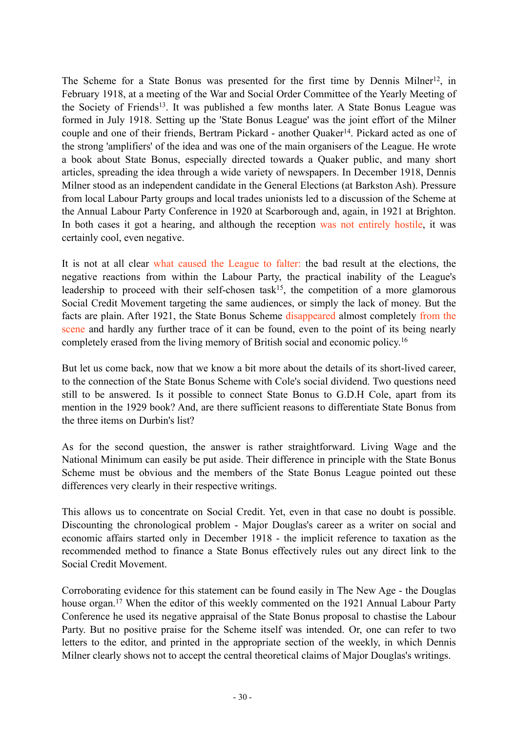The Scheme for a State Bonus was presented for the first time by Dennis Milner[12], in February 1918, at a meeting of the War and Social Order Committee of the Yearly Meeting of the Society of Friends[13]. It was published a few months later. A State Bonus League was formed in July 1918. Setting up the 'State Bonus League' was the joint effort of the Milner couple and one of their friends, Bertram Pickard - another Quaker[14]. Pickard acted as one of the strong 'amplifiers' of the idea and was one of the main organisers of the League. He wrote a book about State Bonus, especially directed towards a Quaker public, and many short articles, spreading the idea through a wide variety of newspapers. In December 1918, Dennis Milner stood as an independent candidate in the General Elections (at Barkston Ash). Pressure from local Labour Party groups and local trades unionists led to a discussion of the Scheme at the Annual Labour Party Conference in 1920 at Scarborough and, again, in 1921 at Brighton. In both cases it got a hearing, and although the reception was not entirely hostile, it was certainly cool, even negative.

It is not at all clear what caused the League to falter: the bad result at the elections, the negative reactions from within the Labour Party, the practical inability of the League's leadership to proceed with their self-chosen task[15], the competition of a more glamorous Social Credit Movement targeting the same audiences, or simply the lack of money. But the facts are plain. After 1921, the State Bonus Scheme disappeared almost completely from the scene and hardly any further trace of it can be found, even to the point of its being nearly completely erased from the living memory of British social and economic policy.[16]

But let us come back, now that we know a bit more about the details of its short-lived career, to the connection of the State Bonus Scheme with Cole's social dividend. Two questions need still to be answered. Is it possible to connect State Bonus to G.D.H Cole, apart from its mention in the 1929 book? And, are there sufficient reasons to differentiate State Bonus from the three items on Durbin's list?

As for the second question, the answer is rather straightforward. Living Wage and the National Minimum can easily be put aside. Their difference in principle with the State Bonus Scheme must be obvious and the members of the State Bonus League pointed out these differences very clearly in their respective writings.

This allows us to concentrate on Social Credit. Yet, even in that case no doubt is possible. Discounting the chronological problem - Major Douglas's career as a writer on social and economic affairs started only in December 1918 - the implicit reference to taxation as the recommended method to finance a State Bonus effectively rules out any direct link to the Social Credit Movement.

Corroborating evidence for this statement can be found easily in The New Age - the Douglas house organ.[17] When the editor of this weekly commented on the 1921 Annual Labour Party Conference he used its negative appraisal of the State Bonus proposal to chastise the Labour Party. But no positive praise for the Scheme itself was intended. Or, one can refer to two letters to the editor, and printed in the appropriate section of the weekly, in which Dennis Milner clearly shows not to accept the central theoretical claims of Major Douglas's writings.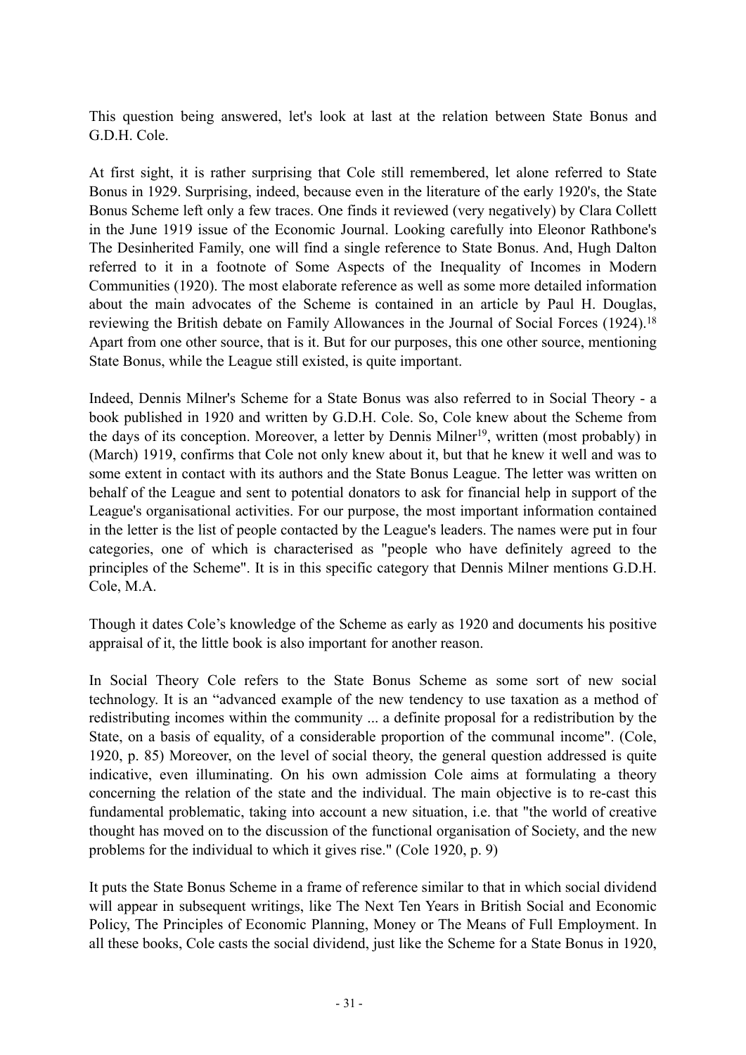This question being answered, let's look at last at the relation between State Bonus and G.D.H. Cole.

At first sight, it is rather surprising that Cole still remembered, let alone referred to State Bonus in 1929. Surprising, indeed, because even in the literature of the early 1920's, the State Bonus Scheme left only a few traces. One finds it reviewed (very negatively) by Clara Collett in the June 1919 issue of the Economic Journal. Looking carefully into Eleonor Rathbone's The Desinherited Family, one will find a single reference to State Bonus. And, Hugh Dalton referred to it in a footnote of Some Aspects of the Inequality of Incomes in Modern Communities (1920). The most elaborate reference as well as some more detailed information about the main advocates of the Scheme is contained in an article by Paul H. Douglas, reviewing the British debate on Family Allowances in the Journal of Social Forces (1924).[18] Apart from one other source, that is it. But for our purposes, this one other source, mentioning State Bonus, while the League still existed, is quite important.

Indeed, Dennis Milner's Scheme for a State Bonus was also referred to in Social Theory - a book published in 1920 and written by G.D.H. Cole. So, Cole knew about the Scheme from the days of its conception. Moreover, a letter by Dennis Milner[19], written (most probably) in (March) 1919, confirms that Cole not only knew about it, but that he knew it well and was to some extent in contact with its authors and the State Bonus League. The letter was written on behalf of the League and sent to potential donators to ask for financial help in support of the League's organisational activities. For our purpose, the most important information contained in the letter is the list of people contacted by the League's leaders. The names were put in four categories, one of which is characterised as "people who have definitely agreed to the principles of the Scheme". It is in this specific category that Dennis Milner mentions G.D.H. Cole, M.A.

Though it dates Cole's knowledge of the Scheme as early as 1920 and documents his positive appraisal of it, the little book is also important for another reason.

In Social Theory Cole refers to the State Bonus Scheme as some sort of new social technology. It is an "advanced example of the new tendency to use taxation as a method of redistributing incomes within the community ... a definite proposal for a redistribution by the State, on a basis of equality, of a considerable proportion of the communal income". (Cole, 1920, p. 85) Moreover, on the level of social theory, the general question addressed is quite indicative, even illuminating. On his own admission Cole aims at formulating a theory concerning the relation of the state and the individual. The main objective is to re-cast this fundamental problematic, taking into account a new situation, i.e. that "the world of creative thought has moved on to the discussion of the functional organisation of Society, and the new problems for the individual to which it gives rise." (Cole 1920, p. 9)

It puts the State Bonus Scheme in a frame of reference similar to that in which social dividend will appear in subsequent writings, like The Next Ten Years in British Social and Economic Policy, The Principles of Economic Planning, Money or The Means of Full Employment. In all these books, Cole casts the social dividend, just like the Scheme for a State Bonus in 1920,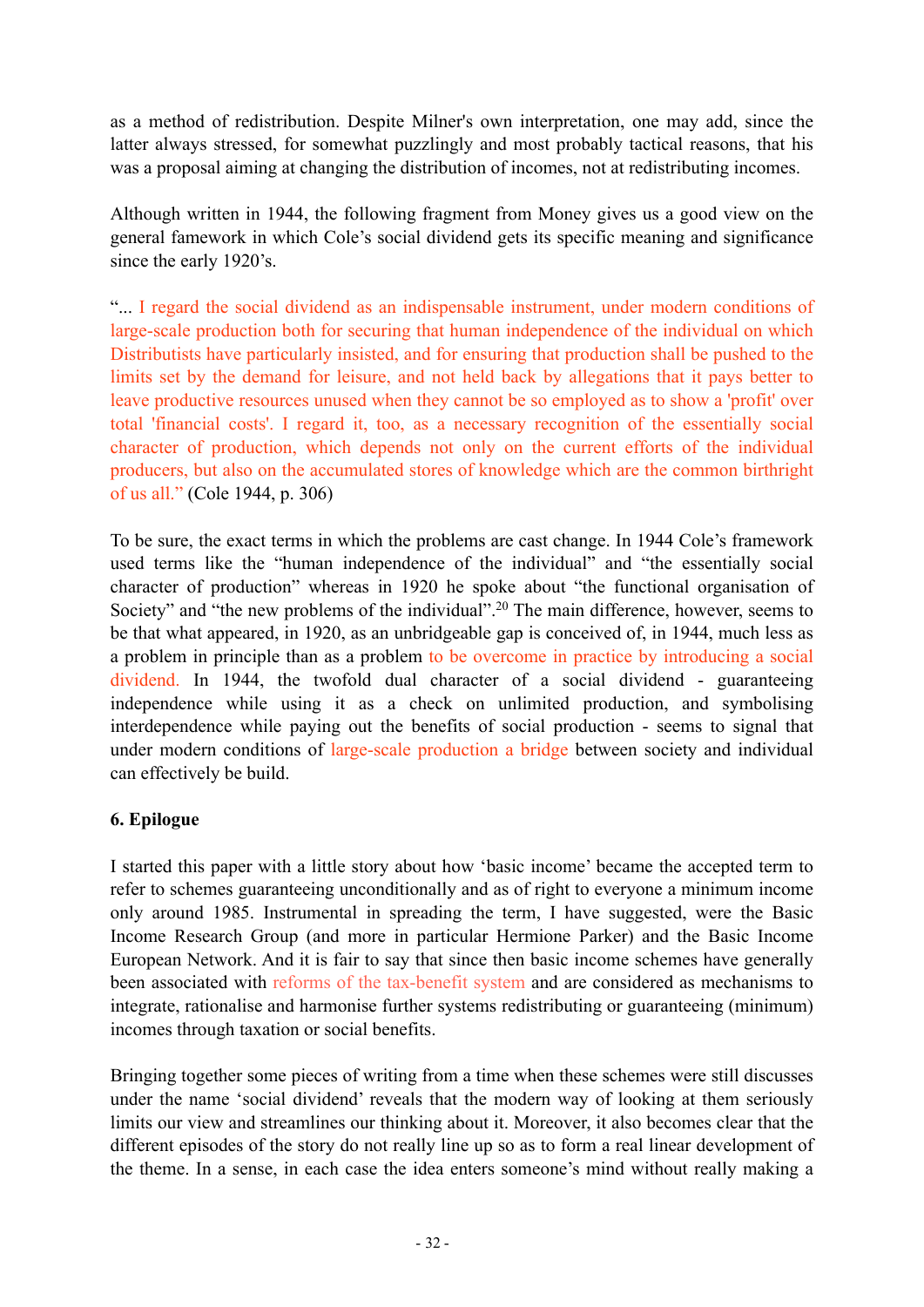as a method of redistribution. Despite Milner's own interpretation, one may add, since the latter always stressed, for somewhat puzzlingly and most probably tactical reasons, that his was a proposal aiming at changing the distribution of incomes, not at redistributing incomes.

Although written in 1944, the following fragment from Money gives us a good view on the general famework in which Cole's social dividend gets its specific meaning and significance since the early 1920's.

"... I regard the social dividend as an indispensable instrument, under modern conditions of large-scale production both for securing that human independence of the individual on which Distributists have particularly insisted, and for ensuring that production shall be pushed to the limits set by the demand for leisure, and not held back by allegations that it pays better to leave productive resources unused when they cannot be so employed as to show a 'profit' over total 'financial costs'. I regard it, too, as a necessary recognition of the essentially social character of production, which depends not only on the current efforts of the individual producers, but also on the accumulated stores of knowledge which are the common birthright of us all." (Cole 1944, p. 306)

To be sure, the exact terms in which the problems are cast change. In 1944 Cole's framework used terms like the "human independence of the individual" and "the essentially social character of production" whereas in 1920 he spoke about "the functional organisation of Society" and "the new problems of the individual".[20] The main difference, however, seems to be that what appeared, in 1920, as an unbridgeable gap is conceived of, in 1944, much less as a problem in principle than as a problem to be overcome in practice by introducing a social dividend. In 1944, the twofold dual character of a social dividend - guaranteeing independence while using it as a check on unlimited production, and symbolising interdependence while paying out the benefits of social production - seems to signal that under modern conditions of large-scale production a bridge between society and individual can effectively be build.

## 6. Epilogue

I started this paper with a little story about how 'basic income' became the accepted term to refer to schemes guaranteeing unconditionally and as of right to everyone a minimum income only around 1985. Instrumental in spreading the term, I have suggested, were the Basic Income Research Group (and more in particular Hermione Parker) and the Basic Income European Network. And it is fair to say that since then basic income schemes have generally been associated with reforms of the tax-benefit system and are considered as mechanisms to integrate, rationalise and harmonise further systems redistributing or guaranteeing (minimum) incomes through taxation or social benefits.

Bringing together some pieces of writing from a time when these schemes were still discusses under the name 'social dividend' reveals that the modern way of looking at them seriously limits our view and streamlines our thinking about it. Moreover, it also becomes clear that the different episodes of the story do not really line up so as to form a real linear development of the theme. In a sense, in each case the idea enters someone's mind without really making a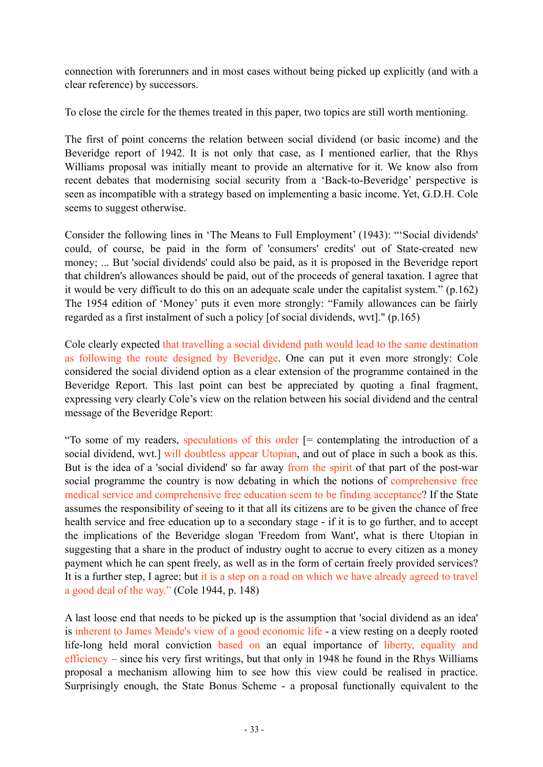connection with forerunners and in most cases without being picked up explicitly (and with a clear reference) by successors.

To close the circle for the themes treated in this paper, two topics are still worth mentioning.

The first of point concerns the relation between social dividend (or basic income) and the Beveridge report of 1942. It is not only that case, as I mentioned earlier, that the Rhys Williams proposal was initially meant to provide an alternative for it. We know also from recent debates that modernising social security from a 'Back-to-Beveridge' perspective is seen as incompatible with a strategy based on implementing a basic income. Yet, G.D.H. Cole seems to suggest otherwise.

Consider the following lines in 'The Means to Full Employment' (1943): "'Social dividends' could, of course, be paid in the form of 'consumers' credits' out of State-created new money; ... But 'social dividends' could also be paid, as it is proposed in the Beveridge report that children's allowances should be paid, out of the proceeds of general taxation. I agree that it would be very difficult to do this on an adequate scale under the capitalist system." (p.162) The 1954 edition of 'Money' puts it even more strongly: "Family allowances can be fairly regarded as a first instalment of such a policy [of social dividends, wvt]." (p.165)

Cole clearly expected that travelling a social dividend path would lead to the same destination as following the route designed by Beveridge. One can put it even more strongly: Cole considered the social dividend option as a clear extension of the programme contained in the Beveridge Report. This last point can best be appreciated by quoting a final fragment, expressing very clearly Cole's view on the relation between his social dividend and the central message of the Beveridge Report:

"To some of my readers, speculations of this order [= contemplating the introduction of a social dividend, wvt.] will doubtless appear Utopian, and out of place in such a book as this. But is the idea of a 'social dividend' so far away from the spirit of that part of the post-war social programme the country is now debating in which the notions of comprehensive free medical service and comprehensive free education seem to be finding acceptance? If the State assumes the responsibility of seeing to it that all its citizens are to be given the chance of free health service and free education up to a secondary stage - if it is to go further, and to accept the implications of the Beveridge slogan 'Freedom from Want', what is there Utopian in suggesting that a share in the product of industry ought to accrue to every citizen as a money payment which he can spent freely, as well as in the form of certain freely provided services? It is a further step, I agree; but it is a step on a road on which we have already agreed to travel a good deal of the way." (Cole 1944, p. 148)

A last loose end that needs to be picked up is the assumption that 'social dividend as an idea' is inherent to James Meade's view of a good economic life - a view resting on a deeply rooted life-long held moral conviction based on an equal importance of liberty, equality and efficiency – since his very first writings, but that only in 1948 he found in the Rhys Williams proposal a mechanism allowing him to see how this view could be realised in practice. Surprisingly enough, the State Bonus Scheme - a proposal functionally equivalent to the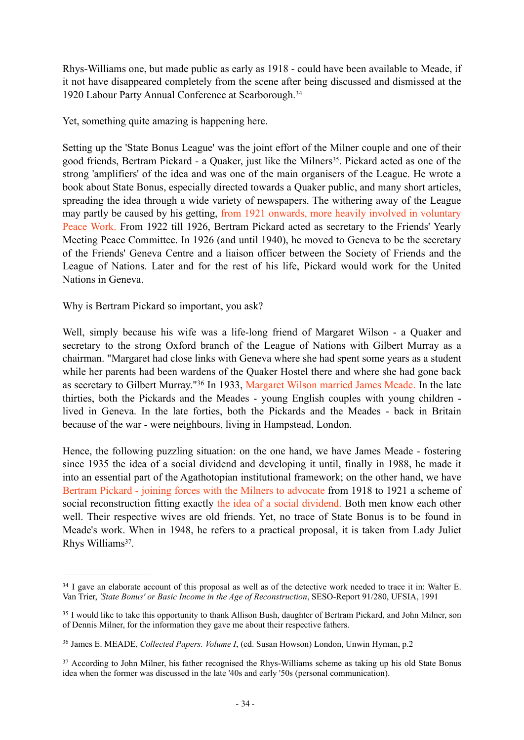Rhys-Williams one, but made public as early as 1918 - could have been available to Meade, if it not have disappeared completely from the scene after being discussed and dismissed at the 1920 Labour Party Annual Conference at Scarborough.[34]

Yet, something quite amazing is happening here.

Setting up the 'State Bonus League' was the joint effort of the Milner couple and one of their good friends, Bertram Pickard - a Quaker, just like the Milners[35]. Pickard acted as one of the strong 'amplifiers' of the idea and was one of the main organisers of the League. He wrote a book about State Bonus, especially directed towards a Quaker public, and many short articles, spreading the idea through a wide variety of newspapers. The withering away of the League may partly be caused by his getting, from 1921 onwards, more heavily involved in voluntary Peace Work. From 1922 till 1926, Bertram Pickard acted as secretary to the Friends' Yearly Meeting Peace Committee. In 1926 (and until 1940), he moved to Geneva to be the secretary of the Friends' Geneva Centre and a liaison officer between the Society of Friends and the League of Nations. Later and for the rest of his life, Pickard would work for the United Nations in Geneva.

Why is Bertram Pickard so important, you ask?

Well, simply because his wife was a life-long friend of Margaret Wilson - a Quaker and secretary to the strong Oxford branch of the League of Nations with Gilbert Murray as a chairman. "Margaret had close links with Geneva where she had spent some years as a student while her parents had been wardens of the Quaker Hostel there and where she had gone back as secretary to Gilbert Murray."[36] In 1933, Margaret Wilson married James Meade. In the late thirties, both the Pickards and the Meades - young English couples with young children - lived in Geneva. In the late forties, both the Pickards and the Meades - back in Britain because of the war - were neighbours, living in Hampstead, London.

Hence, the following puzzling situation: on the one hand, we have James Meade - fostering since 1935 the idea of a social dividend and developing it until, finally in 1988, he made it into an essential part of the Agathotopian institutional framework; on the other hand, we have Bertram Pickard - joining forces with the Milners to advocate from 1918 to 1921 a scheme of social reconstruction fitting exactly the idea of a social dividend. Both men know each other well. Their respective wives are old friends. Yet, no trace of State Bonus is to be found in Meade's work. When in 1948, he refers to a practical proposal, it is taken from Lady Juliet Rhys Williams[37].

---

[34] I gave an elaborate account of this proposal as well as of the detective work needed to trace it in: Walter E. Van Trier, *'State Bonus' or Basic Income in the Age of Reconstruction*, SESO-Report 91/280, UFSIA, 1991

[35] I would like to take this opportunity to thank Allison Bush, daughter of Bertram Pickard, and John Milner, son of Dennis Milner, for the information they gave me about their respective fathers.

[36] James E. MEADE, *Collected Papers. Volume I*, (ed. Susan Howson) London, Unwin Hyman, p.2

[37] According to John Milner, his father recognised the Rhys-Williams scheme as taking up his old State Bonus idea when the former was discussed in the late '40s and early '50s (personal communication).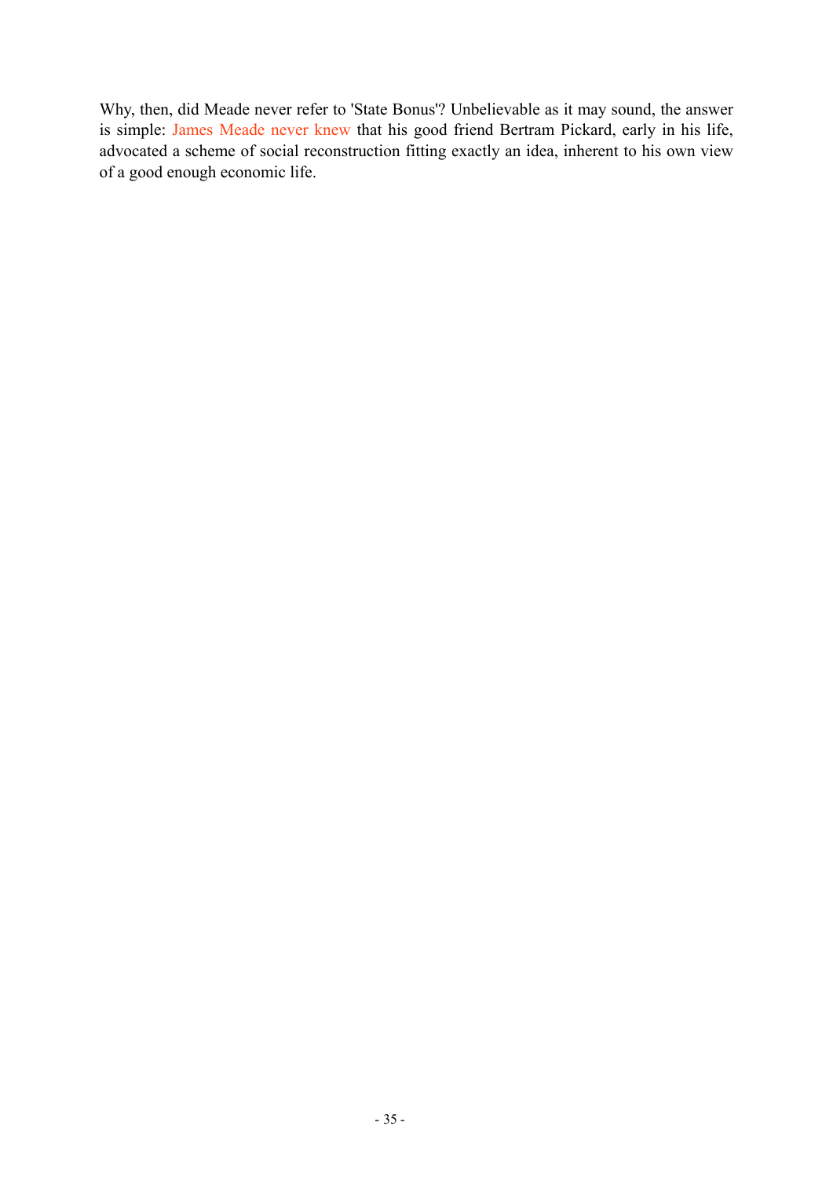Why, then, did Meade never refer to 'State Bonus'? Unbelievable as it may sound, the answer is simple: James Meade never knew that his good friend Bertram Pickard, early in his life, advocated a scheme of social reconstruction fitting exactly an idea, inherent to his own view of a good enough economic life.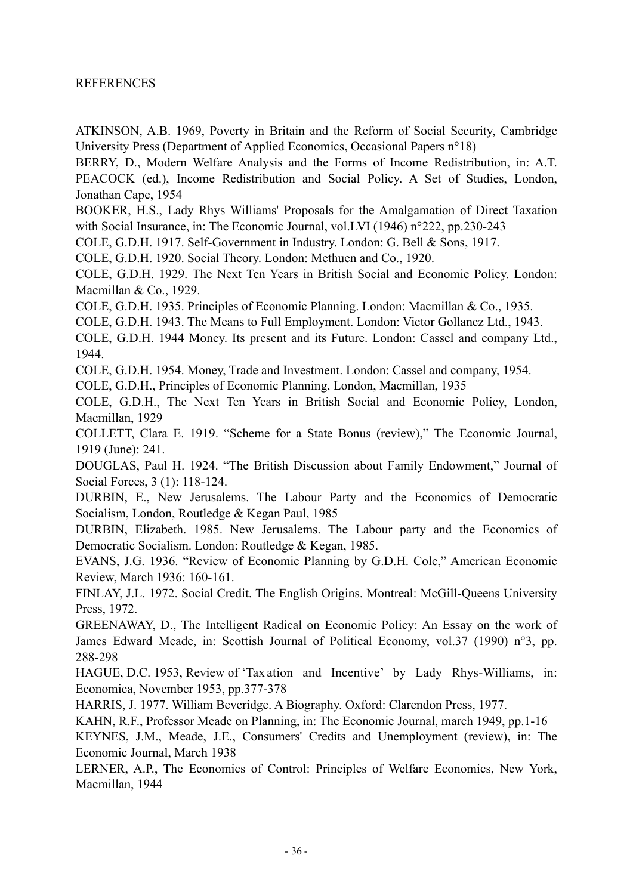REFERENCES

ATKINSON, A.B. 1969, Poverty in Britain and the Reform of Social Security, Cambridge University Press (Department of Applied Economics, Occasional Papers n°18)

BERRY, D., Modern Welfare Analysis and the Forms of Income Redistribution, in: A.T. PEACOCK (ed.), Income Redistribution and Social Policy. A Set of Studies, London, Jonathan Cape, 1954

BOOKER, H.S., Lady Rhys Williams' Proposals for the Amalgamation of Direct Taxation with Social Insurance, in: The Economic Journal, vol.LVI (1946) n°222, pp.230-243

COLE, G.D.H. 1917. Self-Government in Industry. London: G. Bell & Sons, 1917.

COLE, G.D.H. 1920. Social Theory. London: Methuen and Co., 1920.

COLE, G.D.H. 1929. The Next Ten Years in British Social and Economic Policy. London: Macmillan & Co., 1929.

COLE, G.D.H. 1935. Principles of Economic Planning. London: Macmillan & Co., 1935.

COLE, G.D.H. 1943. The Means to Full Employment. London: Victor Gollancz Ltd., 1943.

COLE, G.D.H. 1944 Money. Its present and its Future. London: Cassel and company Ltd., 1944.

COLE, G.D.H. 1954. Money, Trade and Investment. London: Cassel and company, 1954.

COLE, G.D.H., Principles of Economic Planning, London, Macmillan, 1935

COLE, G.D.H., The Next Ten Years in British Social and Economic Policy, London, Macmillan, 1929

COLLETT, Clara E. 1919. "Scheme for a State Bonus (review)," The Economic Journal, 1919 (June): 241.

DOUGLAS, Paul H. 1924. "The British Discussion about Family Endowment," Journal of Social Forces, 3 (1): 118-124.

DURBIN, E., New Jerusalems. The Labour Party and the Economics of Democratic Socialism, London, Routledge & Kegan Paul, 1985

DURBIN, Elizabeth. 1985. New Jerusalems. The Labour party and the Economics of Democratic Socialism. London: Routledge & Kegan, 1985.

EVANS, J.G. 1936. "Review of Economic Planning by G.D.H. Cole," American Economic Review, March 1936: 160-161.

FINLAY, J.L. 1972. Social Credit. The English Origins. Montreal: McGill-Queens University Press, 1972.

GREENAWAY, D., The Intelligent Radical on Economic Policy: An Essay on the work of James Edward Meade, in: Scottish Journal of Political Economy, vol.37 (1990) n°3, pp. 288-298

HAGUE, D.C. 1953, Review of 'Tax ation and Incentive' by Lady Rhys-Williams, in: Economica, November 1953, pp.377-378

HARRIS, J. 1977. William Beveridge. A Biography. Oxford: Clarendon Press, 1977.

KAHN, R.F., Professor Meade on Planning, in: The Economic Journal, march 1949, pp.1-16

KEYNES, J.M., Meade, J.E., Consumers' Credits and Unemployment (review), in: The Economic Journal, March 1938

LERNER, A.P., The Economics of Control: Principles of Welfare Economics, New York, Macmillan, 1944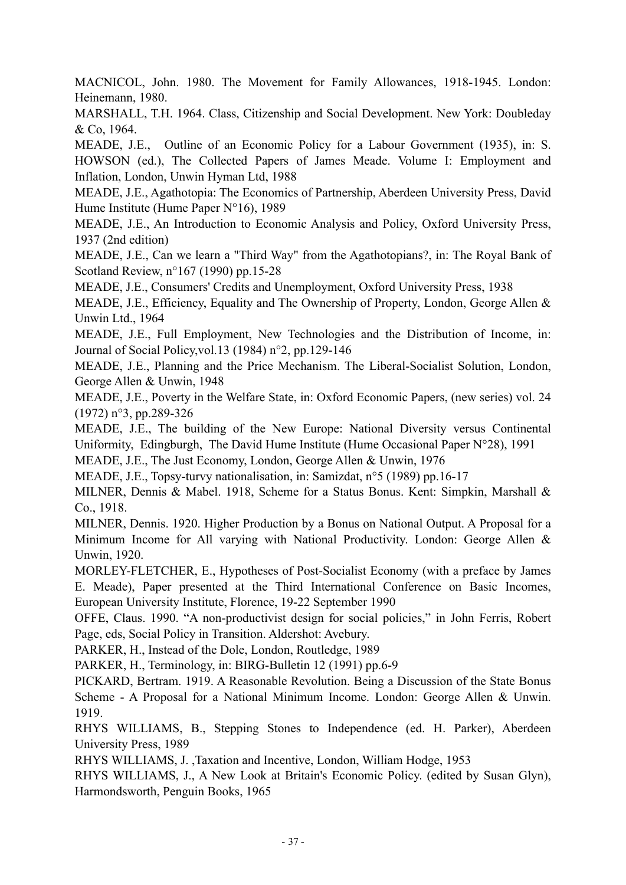MACNICOL, John. 1980. The Movement for Family Allowances, 1918-1945. London: Heinemann, 1980.

MARSHALL, T.H. 1964. Class, Citizenship and Social Development. New York: Doubleday & Co, 1964.

MEADE, J.E., Outline of an Economic Policy for a Labour Government (1935), in: S. HOWSON (ed.), The Collected Papers of James Meade. Volume I: Employment and Inflation, London, Unwin Hyman Ltd, 1988

MEADE, J.E., Agathotopia: The Economics of Partnership, Aberdeen University Press, David Hume Institute (Hume Paper N°16), 1989

MEADE, J.E., An Introduction to Economic Analysis and Policy, Oxford University Press, 1937 (2nd edition)

MEADE, J.E., Can we learn a "Third Way" from the Agathotopians?, in: The Royal Bank of Scotland Review, n°167 (1990) pp.15-28

MEADE, J.E., Consumers' Credits and Unemployment, Oxford University Press, 1938

MEADE, J.E., Efficiency, Equality and The Ownership of Property, London, George Allen & Unwin Ltd., 1964

MEADE, J.E., Full Employment, New Technologies and the Distribution of Income, in: Journal of Social Policy,vol.13 (1984) n°2, pp.129-146

MEADE, J.E., Planning and the Price Mechanism. The Liberal-Socialist Solution, London, George Allen & Unwin, 1948

MEADE, J.E., Poverty in the Welfare State, in: Oxford Economic Papers, (new series) vol. 24 (1972) n°3, pp.289-326

MEADE, J.E., The building of the New Europe: National Diversity versus Continental Uniformity, Edingburgh, The David Hume Institute (Hume Occasional Paper N°28), 1991

MEADE, J.E., The Just Economy, London, George Allen & Unwin, 1976

MEADE, J.E., Topsy-turvy nationalisation, in: Samizdat, n°5 (1989) pp.16-17

MILNER, Dennis & Mabel. 1918, Scheme for a Status Bonus. Kent: Simpkin, Marshall & Co., 1918.

MILNER, Dennis. 1920. Higher Production by a Bonus on National Output. A Proposal for a Minimum Income for All varying with National Productivity. London: George Allen & Unwin, 1920.

MORLEY-FLETCHER, E., Hypotheses of Post-Socialist Economy (with a preface by James E. Meade), Paper presented at the Third International Conference on Basic Incomes, European University Institute, Florence, 19-22 September 1990

OFFE, Claus. 1990. "A non-productivist design for social policies," in John Ferris, Robert Page, eds, Social Policy in Transition. Aldershot: Avebury.

PARKER, H., Instead of the Dole, London, Routledge, 1989

PARKER, H., Terminology, in: BIRG-Bulletin 12 (1991) pp.6-9

PICKARD, Bertram. 1919. A Reasonable Revolution. Being a Discussion of the State Bonus Scheme - A Proposal for a National Minimum Income. London: George Allen & Unwin. 1919.

RHYS WILLIAMS, B., Stepping Stones to Independence (ed. H. Parker), Aberdeen University Press, 1989

RHYS WILLIAMS, J. ,Taxation and Incentive, London, William Hodge, 1953

RHYS WILLIAMS, J., A New Look at Britain's Economic Policy. (edited by Susan Glyn), Harmondsworth, Penguin Books, 1965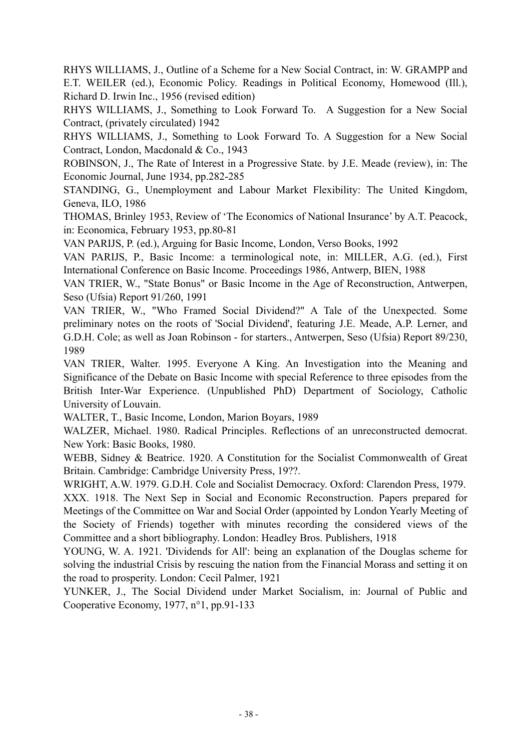RHYS WILLIAMS, J., Outline of a Scheme for a New Social Contract, in: W. GRAMPP and E.T. WEILER (ed.), Economic Policy. Readings in Political Economy, Homewood (Ill.), Richard D. Irwin Inc., 1956 (revised edition)

RHYS WILLIAMS, J., Something to Look Forward To. A Suggestion for a New Social Contract, (privately circulated) 1942

RHYS WILLIAMS, J., Something to Look Forward To. A Suggestion for a New Social Contract, London, Macdonald & Co., 1943

ROBINSON, J., The Rate of Interest in a Progressive State. by J.E. Meade (review), in: The Economic Journal, June 1934, pp.282-285

STANDING, G., Unemployment and Labour Market Flexibility: The United Kingdom, Geneva, ILO, 1986

THOMAS, Brinley 1953, Review of 'The Economics of National Insurance' by A.T. Peacock, in: Economica, February 1953, pp.80-81

VAN PARIJS, P. (ed.), Arguing for Basic Income, London, Verso Books, 1992

VAN PARIJS, P., Basic Income: a terminological note, in: MILLER, A.G. (ed.), First International Conference on Basic Income. Proceedings 1986, Antwerp, BIEN, 1988

VAN TRIER, W., "State Bonus" or Basic Income in the Age of Reconstruction, Antwerpen, Seso (Ufsia) Report 91/260, 1991

VAN TRIER, W., "Who Framed Social Dividend?" A Tale of the Unexpected. Some preliminary notes on the roots of 'Social Dividend', featuring J.E. Meade, A.P. Lerner, and G.D.H. Cole; as well as Joan Robinson - for starters., Antwerpen, Seso (Ufsia) Report 89/230, 1989

VAN TRIER, Walter. 1995. Everyone A King. An Investigation into the Meaning and Significance of the Debate on Basic Income with special Reference to three episodes from the British Inter-War Experience. (Unpublished PhD) Department of Sociology, Catholic University of Louvain.

WALTER, T., Basic Income, London, Marion Boyars, 1989

WALZER, Michael. 1980. Radical Principles. Reflections of an unreconstructed democrat. New York: Basic Books, 1980.

WEBB, Sidney & Beatrice. 1920. A Constitution for the Socialist Commonwealth of Great Britain. Cambridge: Cambridge University Press, 19??.

WRIGHT, A.W. 1979. G.D.H. Cole and Socialist Democracy. Oxford: Clarendon Press, 1979.

XXX. 1918. The Next Sep in Social and Economic Reconstruction. Papers prepared for Meetings of the Committee on War and Social Order (appointed by London Yearly Meeting of the Society of Friends) together with minutes recording the considered views of the Committee and a short bibliography. London: Headley Bros. Publishers, 1918

YOUNG, W. A. 1921. 'Dividends for All': being an explanation of the Douglas scheme for solving the industrial Crisis by rescuing the nation from the Financial Morass and setting it on the road to prosperity. London: Cecil Palmer, 1921

YUNKER, J., The Social Dividend under Market Socialism, in: Journal of Public and Cooperative Economy, 1977, n°1, pp.91-133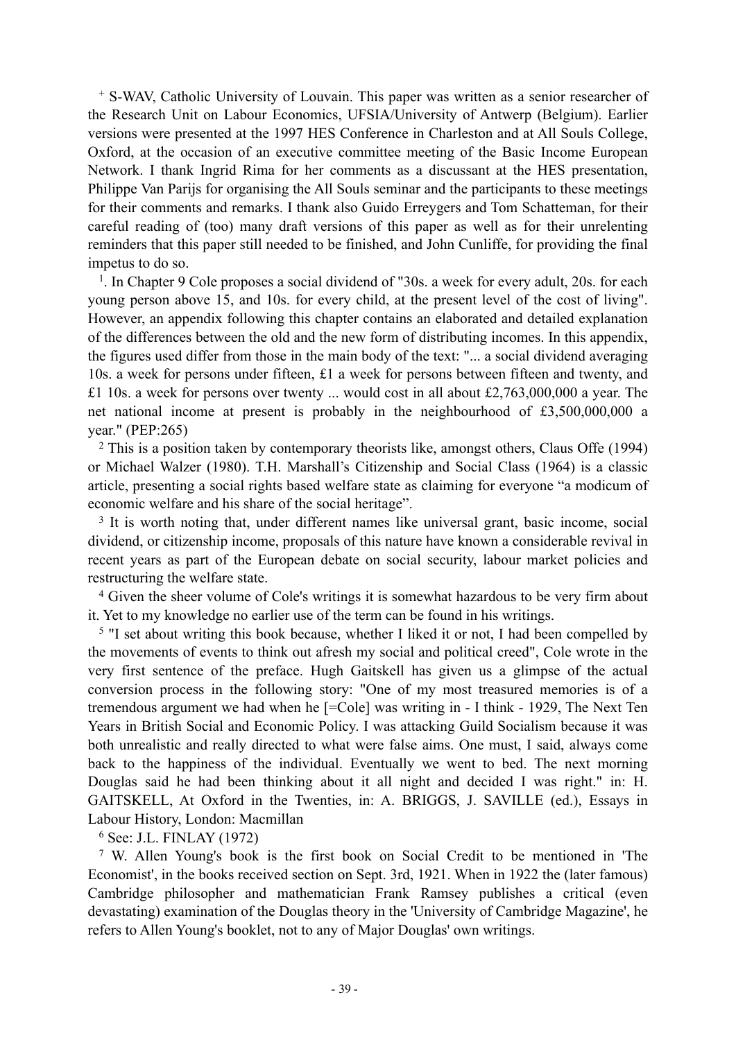[+] S-WAV, Catholic University of Louvain. This paper was written as a senior researcher of the Research Unit on Labour Economics, UFSIA/University of Antwerp (Belgium). Earlier versions were presented at the 1997 HES Conference in Charleston and at All Souls College, Oxford, at the occasion of an executive committee meeting of the Basic Income European Network. I thank Ingrid Rima for her comments as a discussant at the HES presentation, Philippe Van Parijs for organising the All Souls seminar and the participants to these meetings for their comments and remarks. I thank also Guido Erreygers and Tom Schatteman, for their careful reading of (too) many draft versions of this paper as well as for their unrelenting reminders that this paper still needed to be finished, and John Cunliffe, for providing the final impetus to do so.

[1]. In Chapter 9 Cole proposes a social dividend of "30s. a week for every adult, 20s. for each young person above 15, and 10s. for every child, at the present level of the cost of living". However, an appendix following this chapter contains an elaborated and detailed explanation of the differences between the old and the new form of distributing incomes. In this appendix, the figures used differ from those in the main body of the text: "... a social dividend averaging 10s. a week for persons under fifteen, £1 a week for persons between fifteen and twenty, and £1 10s. a week for persons over twenty ... would cost in all about £2,763,000,000 a year. The net national income at present is probably in the neighbourhood of £3,500,000,000 a year." (PEP:265)

[2] This is a position taken by contemporary theorists like, amongst others, Claus Offe (1994) or Michael Walzer (1980). T.H. Marshall's Citizenship and Social Class (1964) is a classic article, presenting a social rights based welfare state as claiming for everyone "a modicum of economic welfare and his share of the social heritage".

[3] It is worth noting that, under different names like universal grant, basic income, social dividend, or citizenship income, proposals of this nature have known a considerable revival in recent years as part of the European debate on social security, labour market policies and restructuring the welfare state.

[4] Given the sheer volume of Cole's writings it is somewhat hazardous to be very firm about it. Yet to my knowledge no earlier use of the term can be found in his writings.

[5] "I set about writing this book because, whether I liked it or not, I had been compelled by the movements of events to think out afresh my social and political creed", Cole wrote in the very first sentence of the preface. Hugh Gaitskell has given us a glimpse of the actual conversion process in the following story: "One of my most treasured memories is of a tremendous argument we had when he [=Cole] was writing in - I think - 1929, The Next Ten Years in British Social and Economic Policy. I was attacking Guild Socialism because it was both unrealistic and really directed to what were false aims. One must, I said, always come back to the happiness of the individual. Eventually we went to bed. The next morning Douglas said he had been thinking about it all night and decided I was right." in: H. GAITSKELL, At Oxford in the Twenties, in: A. BRIGGS, J. SAVILLE (ed.), Essays in Labour History, London: Macmillan

[6] See: J.L. FINLAY (1972)

[7] W. Allen Young's book is the first book on Social Credit to be mentioned in 'The Economist', in the books received section on Sept. 3rd, 1921. When in 1922 the (later famous) Cambridge philosopher and mathematician Frank Ramsey publishes a critical (even devastating) examination of the Douglas theory in the 'University of Cambridge Magazine', he refers to Allen Young's booklet, not to any of Major Douglas' own writings.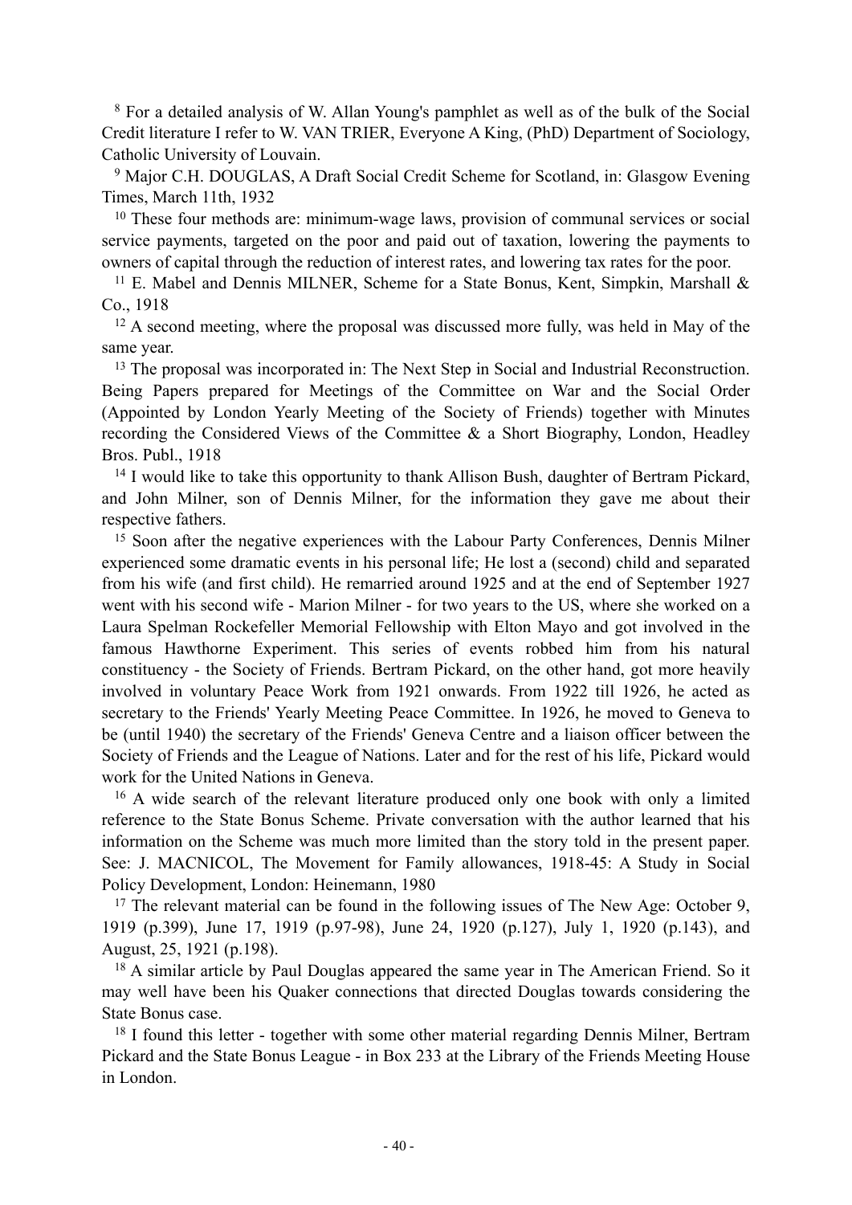[8] For a detailed analysis of W. Allan Young's pamphlet as well as of the bulk of the Social Credit literature I refer to W. VAN TRIER, Everyone A King, (PhD) Department of Sociology, Catholic University of Louvain.

[9] Major C.H. DOUGLAS, A Draft Social Credit Scheme for Scotland, in: Glasgow Evening Times, March 11th, 1932

[10] These four methods are: minimum-wage laws, provision of communal services or social service payments, targeted on the poor and paid out of taxation, lowering the payments to owners of capital through the reduction of interest rates, and lowering tax rates for the poor.

[11] E. Mabel and Dennis MILNER, Scheme for a State Bonus, Kent, Simpkin, Marshall & Co., 1918

[12] A second meeting, where the proposal was discussed more fully, was held in May of the same year.

[13] The proposal was incorporated in: The Next Step in Social and Industrial Reconstruction. Being Papers prepared for Meetings of the Committee on War and the Social Order (Appointed by London Yearly Meeting of the Society of Friends) together with Minutes recording the Considered Views of the Committee & a Short Biography, London, Headley Bros. Publ., 1918

[14] I would like to take this opportunity to thank Allison Bush, daughter of Bertram Pickard, and John Milner, son of Dennis Milner, for the information they gave me about their respective fathers.

[15] Soon after the negative experiences with the Labour Party Conferences, Dennis Milner experienced some dramatic events in his personal life; He lost a (second) child and separated from his wife (and first child). He remarried around 1925 and at the end of September 1927 went with his second wife - Marion Milner - for two years to the US, where she worked on a Laura Spelman Rockefeller Memorial Fellowship with Elton Mayo and got involved in the famous Hawthorne Experiment. This series of events robbed him from his natural constituency - the Society of Friends. Bertram Pickard, on the other hand, got more heavily involved in voluntary Peace Work from 1921 onwards. From 1922 till 1926, he acted as secretary to the Friends' Yearly Meeting Peace Committee. In 1926, he moved to Geneva to be (until 1940) the secretary of the Friends' Geneva Centre and a liaison officer between the Society of Friends and the League of Nations. Later and for the rest of his life, Pickard would work for the United Nations in Geneva.

[16] A wide search of the relevant literature produced only one book with only a limited reference to the State Bonus Scheme. Private conversation with the author learned that his information on the Scheme was much more limited than the story told in the present paper. See: J. MACNICOL, The Movement for Family allowances, 1918-45: A Study in Social Policy Development, London: Heinemann, 1980

[17] The relevant material can be found in the following issues of The New Age: October 9, 1919 (p.399), June 17, 1919 (p.97-98), June 24, 1920 (p.127), July 1, 1920 (p.143), and August, 25, 1921 (p.198).

[18] A similar article by Paul Douglas appeared the same year in The American Friend. So it may well have been his Quaker connections that directed Douglas towards considering the State Bonus case.

[18] I found this letter - together with some other material regarding Dennis Milner, Bertram Pickard and the State Bonus League - in Box 233 at the Library of the Friends Meeting House in London.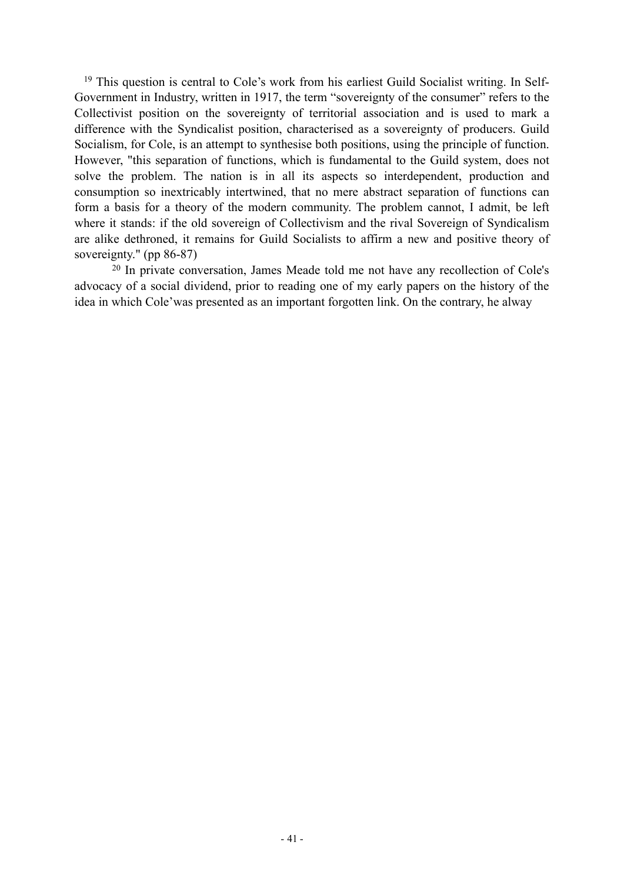[19] This question is central to Cole's work from his earliest Guild Socialist writing. In Self-Government in Industry, written in 1917, the term "sovereignty of the consumer" refers to the Collectivist position on the sovereignty of territorial association and is used to mark a difference with the Syndicalist position, characterised as a sovereignty of producers. Guild Socialism, for Cole, is an attempt to synthesise both positions, using the principle of function. However, "this separation of functions, which is fundamental to the Guild system, does not solve the problem. The nation is in all its aspects so interdependent, production and consumption so inextricably intertwined, that no mere abstract separation of functions can form a basis for a theory of the modern community. The problem cannot, I admit, be left where it stands: if the old sovereign of Collectivism and the rival Sovereign of Syndicalism are alike dethroned, it remains for Guild Socialists to affirm a new and positive theory of sovereignty." (pp 86-87)

[20] In private conversation, James Meade told me not have any recollection of Cole's advocacy of a social dividend, prior to reading one of my early papers on the history of the idea in which Cole'was presented as an important forgotten link. On the contrary, he alway